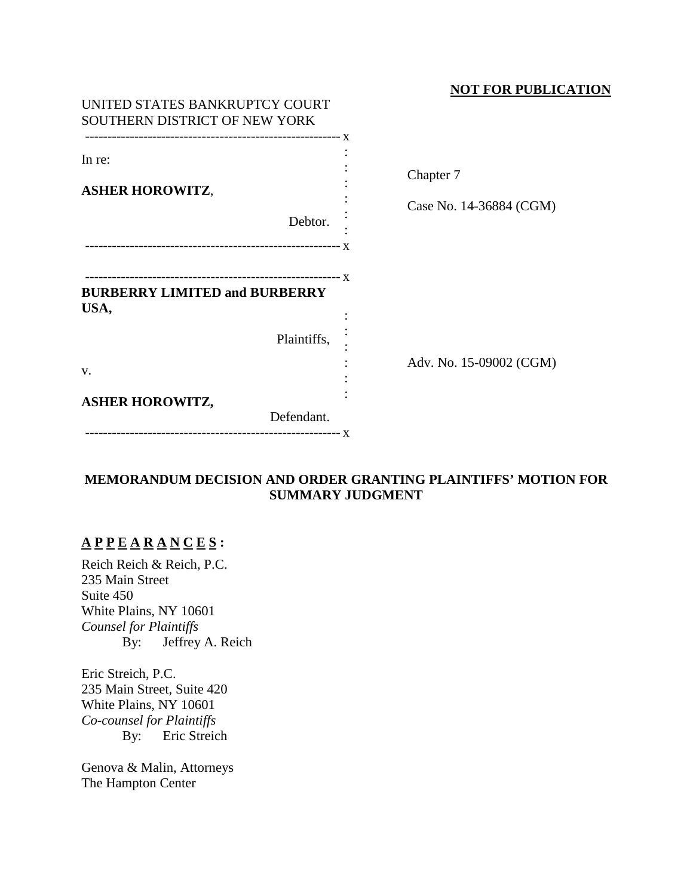**NOT FOR PUBLICATION**

UNITED STATES BANKRUPTCY COURT
SOUTHERN DISTRICT OF NEW YORK

| | |
|---|---|
| In re:<br><br>**ASHER HOROWITZ**,<br><br>Debtor. | Chapter 7<br><br>Case No. 14-36884 (CGM) |
| **BURBERRY LIMITED and BURBERRY USA,**<br><br>Plaintiffs,<br><br>v.<br><br>**ASHER HOROWITZ,**<br><br>Defendant. | Adv. No. 15-09002 (CGM) |

## MEMORANDUM DECISION AND ORDER GRANTING PLAINTIFFS' MOTION FOR SUMMARY JUDGMENT

**A P P E A R A N C E S :**

Reich Reich & Reich, P.C.
235 Main Street
Suite 450
White Plains, NY 10601
*Counsel for Plaintiffs*
By: Jeffrey A. Reich

Eric Streich, P.C.
235 Main Street, Suite 420
White Plains, NY 10601
*Co-counsel for Plaintiffs*
By: Eric Streich

Genova & Malin, Attorneys
The Hampton Center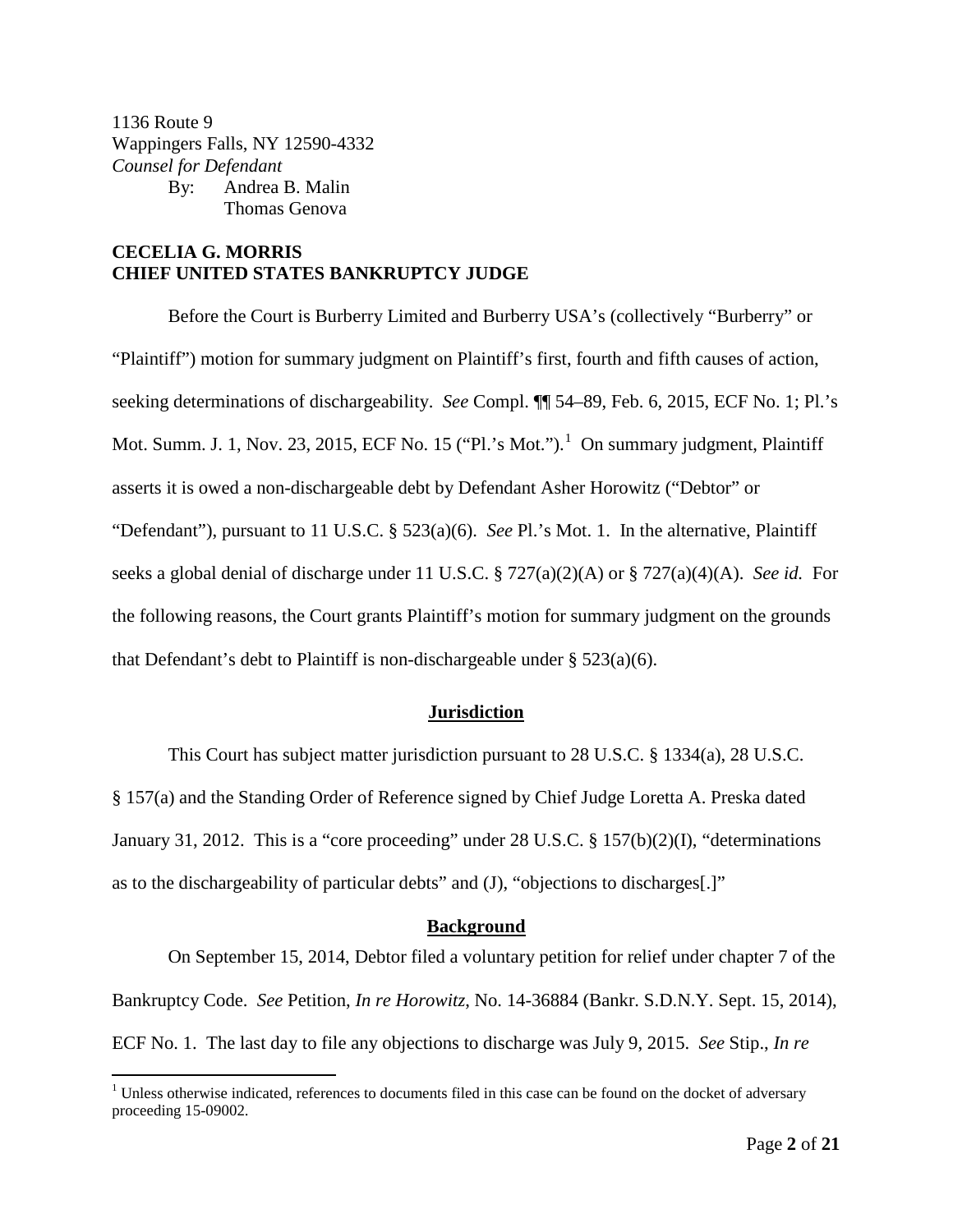1136 Route 9
Wappingers Falls, NY 12590-4332
*Counsel for Defendant*
By: Andrea B. Malin
Thomas Genova

**CECELIA G. MORRIS**
**CHIEF UNITED STATES BANKRUPTCY JUDGE**

Before the Court is Burberry Limited and Burberry USA's (collectively "Burberry" or "Plaintiff") motion for summary judgment on Plaintiff's first, fourth and fifth causes of action, seeking determinations of dischargeability. *See* Compl. ¶¶ 54–89, Feb. 6, 2015, ECF No. 1; Pl.'s Mot. Summ. J. 1, Nov. 23, 2015, ECF No. 15 ("Pl.'s Mot.").[1] On summary judgment, Plaintiff asserts it is owed a non-dischargeable debt by Defendant Asher Horowitz ("Debtor" or "Defendant"), pursuant to 11 U.S.C. § 523(a)(6). *See* Pl.'s Mot. 1. In the alternative, Plaintiff seeks a global denial of discharge under 11 U.S.C. § 727(a)(2)(A) or § 727(a)(4)(A). *See id.* For the following reasons, the Court grants Plaintiff's motion for summary judgment on the grounds that Defendant's debt to Plaintiff is non-dischargeable under § 523(a)(6).

## Jurisdiction

This Court has subject matter jurisdiction pursuant to 28 U.S.C. § 1334(a), 28 U.S.C. § 157(a) and the Standing Order of Reference signed by Chief Judge Loretta A. Preska dated January 31, 2012. This is a "core proceeding" under 28 U.S.C. § 157(b)(2)(I), "determinations as to the dischargeability of particular debts" and (J), "objections to discharges[.]"

## Background

On September 15, 2014, Debtor filed a voluntary petition for relief under chapter 7 of the Bankruptcy Code. *See* Petition, *In re Horowitz*, No. 14-36884 (Bankr. S.D.N.Y. Sept. 15, 2014), ECF No. 1. The last day to file any objections to discharge was July 9, 2015. *See* Stip., *In re*

[1] Unless otherwise indicated, references to documents filed in this case can be found on the docket of adversary proceeding 15-09002.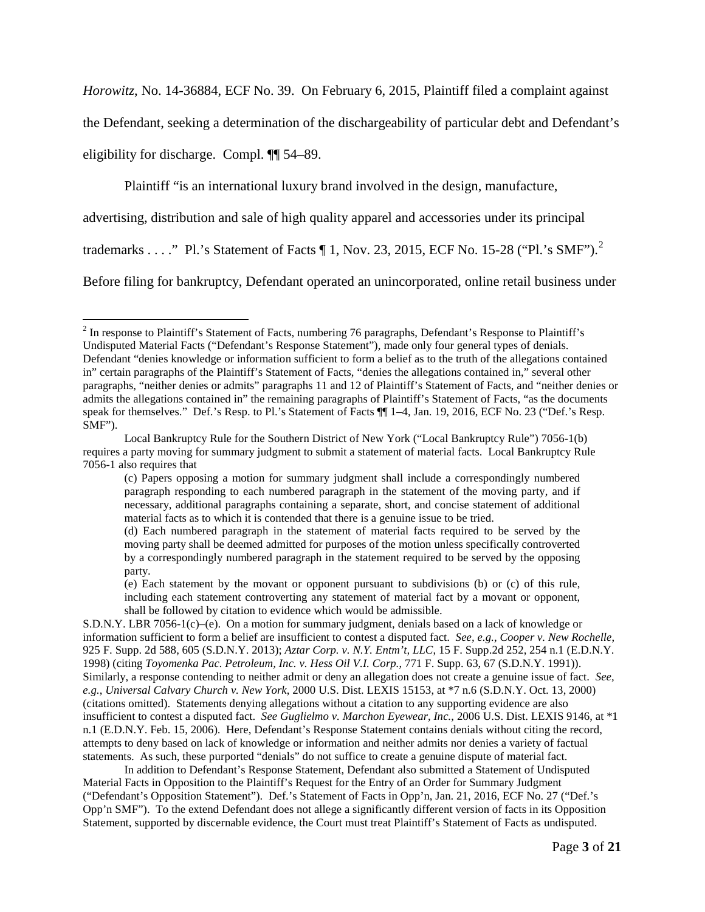*Horowitz*, No. 14-36884, ECF No. 39. On February 6, 2015, Plaintiff filed a complaint against the Defendant, seeking a determination of the dischargeability of particular debt and Defendant's eligibility for discharge. Compl. ¶¶ 54–89.

Plaintiff "is an international luxury brand involved in the design, manufacture, advertising, distribution and sale of high quality apparel and accessories under its principal trademarks . . . ." Pl.'s Statement of Facts ¶ 1, Nov. 23, 2015, ECF No. 15-28 ("Pl.'s SMF").[2] Before filing for bankruptcy, Defendant operated an unincorporated, online retail business under

---

[2] In response to Plaintiff's Statement of Facts, numbering 76 paragraphs, Defendant's Response to Plaintiff's Undisputed Material Facts ("Defendant's Response Statement"), made only four general types of denials. Defendant "denies knowledge or information sufficient to form a belief as to the truth of the allegations contained in" certain paragraphs of the Plaintiff's Statement of Facts, "denies the allegations contained in," several other paragraphs, "neither denies or admits" paragraphs 11 and 12 of Plaintiff's Statement of Facts, and "neither denies or admits the allegations contained in" the remaining paragraphs of Plaintiff's Statement of Facts, "as the documents speak for themselves." Def.'s Resp. to Pl.'s Statement of Facts ¶¶ 1–4, Jan. 19, 2016, ECF No. 23 ("Def.'s Resp. SMF").

Local Bankruptcy Rule for the Southern District of New York ("Local Bankruptcy Rule") 7056-1(b) requires a party moving for summary judgment to submit a statement of material facts. Local Bankruptcy Rule 7056-1 also requires that

> (c) Papers opposing a motion for summary judgment shall include a correspondingly numbered paragraph responding to each numbered paragraph in the statement of the moving party, and if necessary, additional paragraphs containing a separate, short, and concise statement of additional material facts as to which it is contended that there is a genuine issue to be tried.
>
> (d) Each numbered paragraph in the statement of material facts required to be served by the moving party shall be deemed admitted for purposes of the motion unless specifically controverted by a correspondingly numbered paragraph in the statement required to be served by the opposing party.
>
> (e) Each statement by the movant or opponent pursuant to subdivisions (b) or (c) of this rule, including each statement controverting any statement of material fact by a movant or opponent, shall be followed by citation to evidence which would be admissible.

S.D.N.Y. LBR 7056-1(c)–(e). On a motion for summary judgment, denials based on a lack of knowledge or information sufficient to form a belief are insufficient to contest a disputed fact. *See, e.g.*, *Cooper v. New Rochelle*, 925 F. Supp. 2d 588, 605 (S.D.N.Y. 2013); *Aztar Corp. v. N.Y. Entm't, LLC*, 15 F. Supp.2d 252, 254 n.1 (E.D.N.Y. 1998) (citing *Toyomenka Pac. Petroleum, Inc. v. Hess Oil V.I. Corp.*, 771 F. Supp. 63, 67 (S.D.N.Y. 1991)). Similarly, a response contending to neither admit or deny an allegation does not create a genuine issue of fact. *See, e.g.*, *Universal Calvary Church v. New York*, 2000 U.S. Dist. LEXIS 15153, at *7 n.6 (S.D.N.Y. Oct. 13, 2000) (citations omitted). Statements denying allegations without a citation to any supporting evidence are also insufficient to contest a disputed fact. *See Guglielmo v. Marchon Eyewear, Inc.*, 2006 U.S. Dist. LEXIS 9146, at *1 n.1 (E.D.N.Y. Feb. 15, 2006). Here, Defendant's Response Statement contains denials without citing the record, attempts to deny based on lack of knowledge or information and neither admits nor denies a variety of factual statements. As such, these purported "denials" do not suffice to create a genuine dispute of material fact.

In addition to Defendant's Response Statement, Defendant also submitted a Statement of Undisputed Material Facts in Opposition to the Plaintiff's Request for the Entry of an Order for Summary Judgment ("Defendant's Opposition Statement"). Def.'s Statement of Facts in Opp'n, Jan. 21, 2016, ECF No. 27 ("Def.'s Opp'n SMF"). To the extend Defendant does not allege a significantly different version of facts in its Opposition Statement, supported by discernable evidence, the Court must treat Plaintiff's Statement of Facts as undisputed.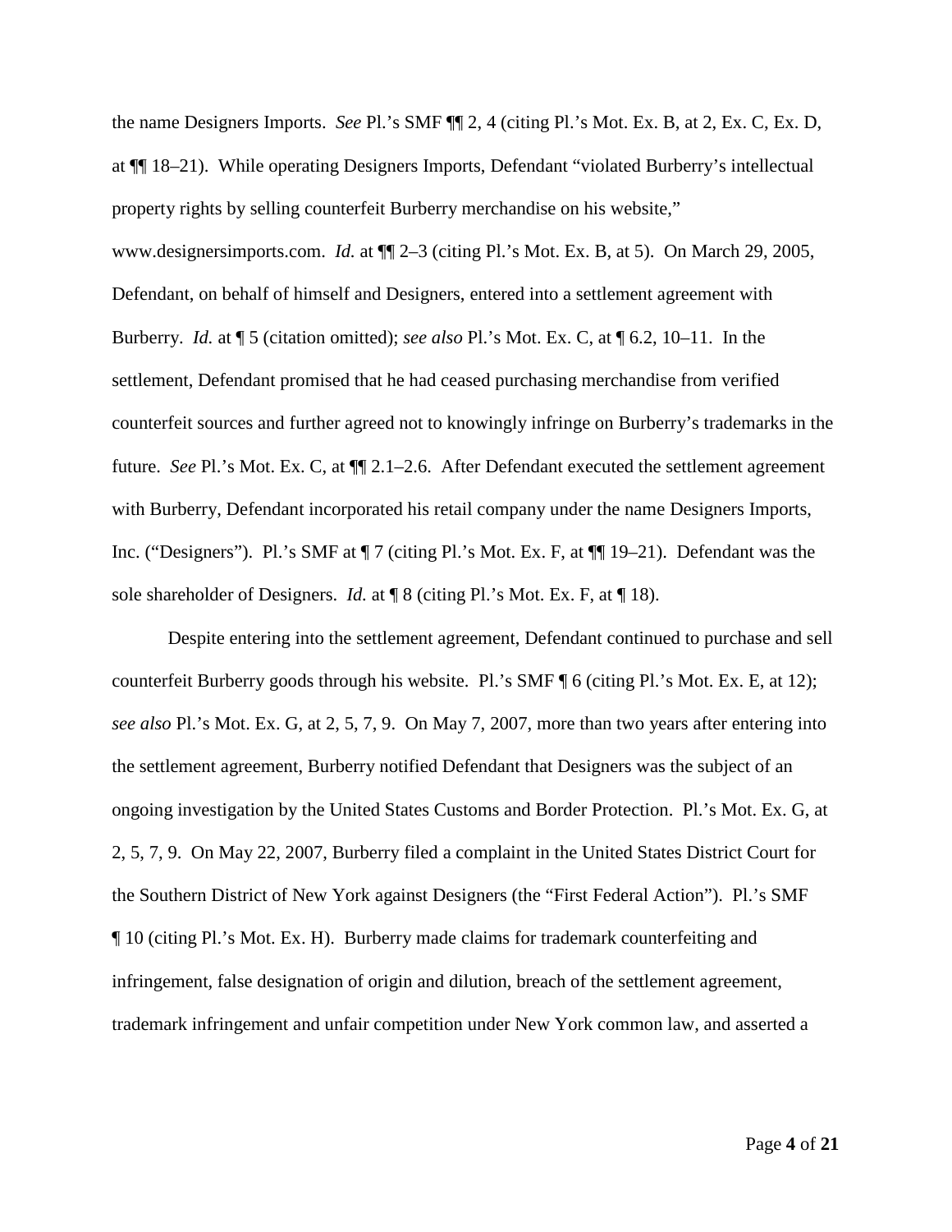the name Designers Imports. *See* Pl.'s SMF ¶¶ 2, 4 (citing Pl.'s Mot. Ex. B, at 2, Ex. C, Ex. D, at ¶¶ 18–21). While operating Designers Imports, Defendant "violated Burberry's intellectual property rights by selling counterfeit Burberry merchandise on his website," www.designersimports.com. *Id.* at ¶¶ 2–3 (citing Pl.'s Mot. Ex. B, at 5). On March 29, 2005, Defendant, on behalf of himself and Designers, entered into a settlement agreement with Burberry. *Id.* at ¶ 5 (citation omitted); *see also* Pl.'s Mot. Ex. C, at ¶ 6.2, 10–11. In the settlement, Defendant promised that he had ceased purchasing merchandise from verified counterfeit sources and further agreed not to knowingly infringe on Burberry's trademarks in the future. *See* Pl.'s Mot. Ex. C, at ¶¶ 2.1–2.6. After Defendant executed the settlement agreement with Burberry, Defendant incorporated his retail company under the name Designers Imports, Inc. ("Designers"). Pl.'s SMF at ¶ 7 (citing Pl.'s Mot. Ex. F, at ¶¶ 19–21). Defendant was the sole shareholder of Designers. *Id.* at ¶ 8 (citing Pl.'s Mot. Ex. F, at ¶ 18).

Despite entering into the settlement agreement, Defendant continued to purchase and sell counterfeit Burberry goods through his website. Pl.'s SMF ¶ 6 (citing Pl.'s Mot. Ex. E, at 12); *see also* Pl.'s Mot. Ex. G, at 2, 5, 7, 9. On May 7, 2007, more than two years after entering into the settlement agreement, Burberry notified Defendant that Designers was the subject of an ongoing investigation by the United States Customs and Border Protection. Pl.'s Mot. Ex. G, at 2, 5, 7, 9. On May 22, 2007, Burberry filed a complaint in the United States District Court for the Southern District of New York against Designers (the "First Federal Action"). Pl.'s SMF ¶ 10 (citing Pl.'s Mot. Ex. H). Burberry made claims for trademark counterfeiting and infringement, false designation of origin and dilution, breach of the settlement agreement, trademark infringement and unfair competition under New York common law, and asserted a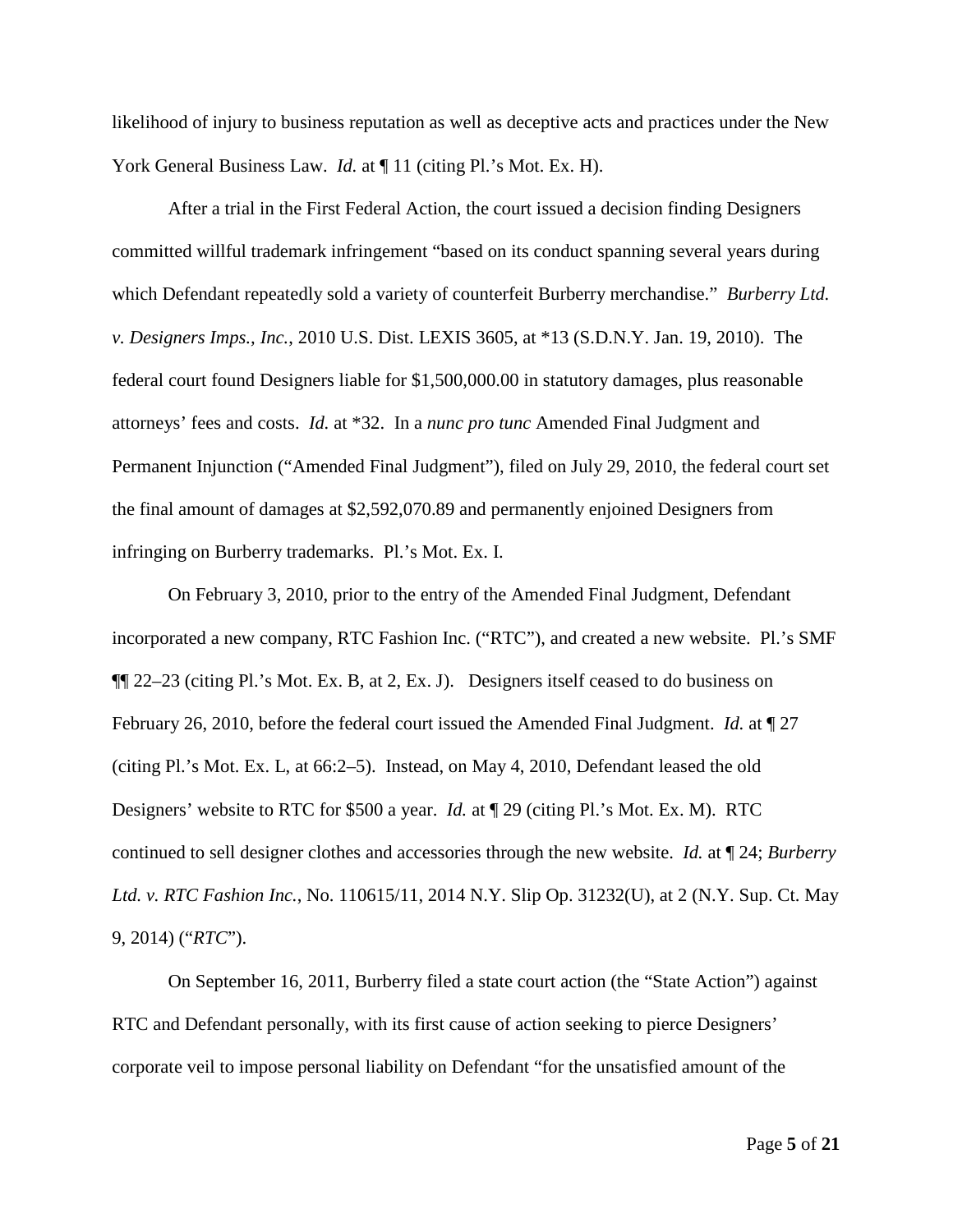likelihood of injury to business reputation as well as deceptive acts and practices under the New York General Business Law. *Id.* at ¶ 11 (citing Pl.'s Mot. Ex. H).

After a trial in the First Federal Action, the court issued a decision finding Designers committed willful trademark infringement "based on its conduct spanning several years during which Defendant repeatedly sold a variety of counterfeit Burberry merchandise." *Burberry Ltd. v. Designers Imps., Inc.*, 2010 U.S. Dist. LEXIS 3605, at *13 (S.D.N.Y. Jan. 19, 2010). The federal court found Designers liable for $1,500,000.00 in statutory damages, plus reasonable attorneys' fees and costs. *Id.* at *32. In a *nunc pro tunc* Amended Final Judgment and Permanent Injunction ("Amended Final Judgment"), filed on July 29, 2010, the federal court set the final amount of damages at $2,592,070.89 and permanently enjoined Designers from infringing on Burberry trademarks. Pl.'s Mot. Ex. I.

On February 3, 2010, prior to the entry of the Amended Final Judgment, Defendant incorporated a new company, RTC Fashion Inc. ("RTC"), and created a new website. Pl.'s SMF ¶¶ 22–23 (citing Pl.'s Mot. Ex. B, at 2, Ex. J). Designers itself ceased to do business on February 26, 2010, before the federal court issued the Amended Final Judgment. *Id.* at ¶ 27 (citing Pl.'s Mot. Ex. L, at 66:2–5). Instead, on May 4, 2010, Defendant leased the old Designers' website to RTC for $500 a year. *Id.* at ¶ 29 (citing Pl.'s Mot. Ex. M). RTC continued to sell designer clothes and accessories through the new website. *Id.* at ¶ 24; *Burberry Ltd. v. RTC Fashion Inc.*, No. 110615/11, 2014 N.Y. Slip Op. 31232(U), at 2 (N.Y. Sup. Ct. May 9, 2014) ("*RTC*").

On September 16, 2011, Burberry filed a state court action (the "State Action") against RTC and Defendant personally, with its first cause of action seeking to pierce Designers' corporate veil to impose personal liability on Defendant "for the unsatisfied amount of the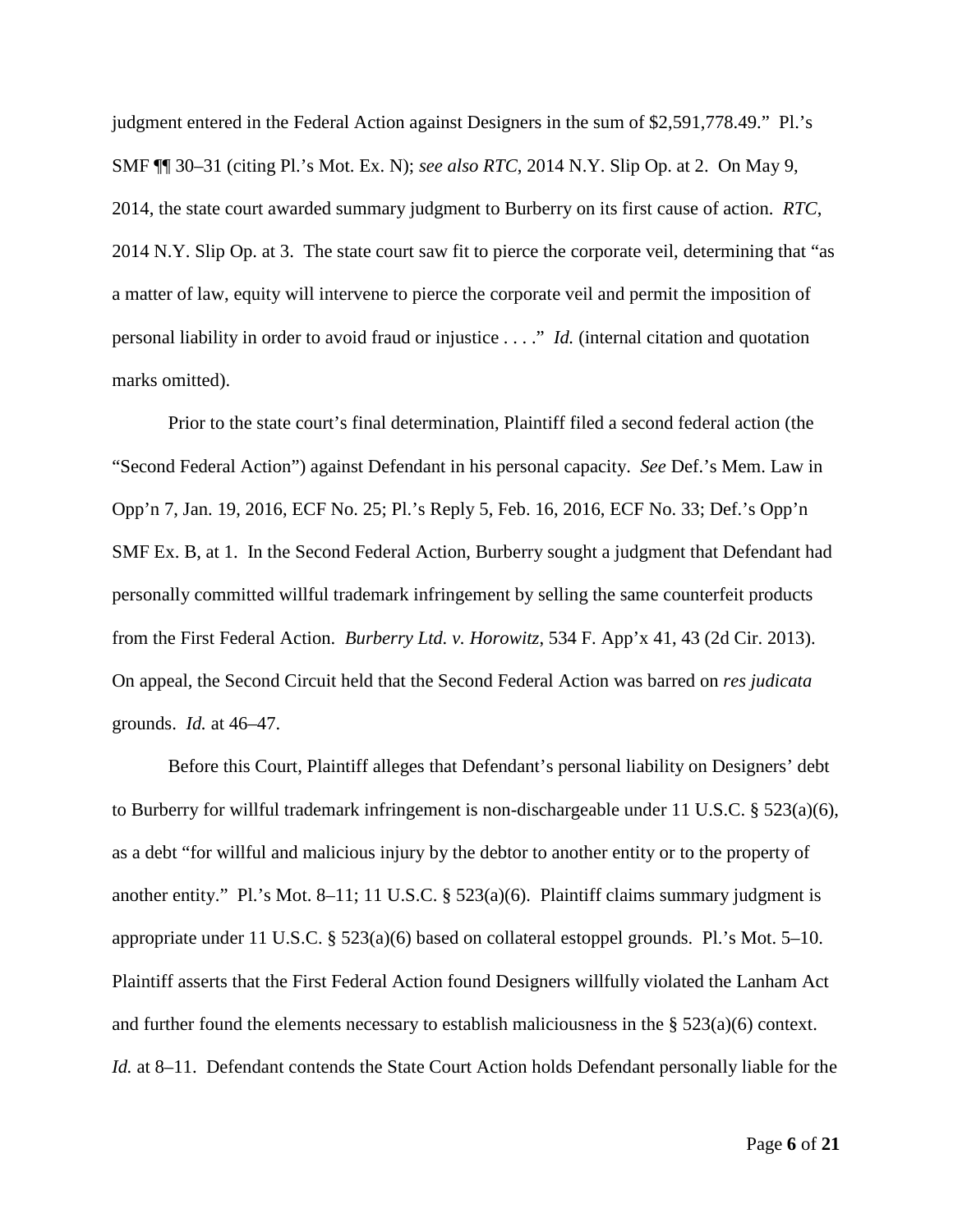judgment entered in the Federal Action against Designers in the sum of $2,591,778.49." Pl.'s SMF ¶¶ 30–31 (citing Pl.'s Mot. Ex. N); *see also RTC*, 2014 N.Y. Slip Op. at 2. On May 9, 2014, the state court awarded summary judgment to Burberry on its first cause of action. *RTC*, 2014 N.Y. Slip Op. at 3. The state court saw fit to pierce the corporate veil, determining that "as a matter of law, equity will intervene to pierce the corporate veil and permit the imposition of personal liability in order to avoid fraud or injustice . . . ." *Id.* (internal citation and quotation marks omitted).

Prior to the state court's final determination, Plaintiff filed a second federal action (the "Second Federal Action") against Defendant in his personal capacity. *See* Def.'s Mem. Law in Opp'n 7, Jan. 19, 2016, ECF No. 25; Pl.'s Reply 5, Feb. 16, 2016, ECF No. 33; Def.'s Opp'n SMF Ex. B, at 1. In the Second Federal Action, Burberry sought a judgment that Defendant had personally committed willful trademark infringement by selling the same counterfeit products from the First Federal Action. *Burberry Ltd. v. Horowitz*, 534 F. App'x 41, 43 (2d Cir. 2013). On appeal, the Second Circuit held that the Second Federal Action was barred on *res judicata* grounds. *Id.* at 46–47.

Before this Court, Plaintiff alleges that Defendant's personal liability on Designers' debt to Burberry for willful trademark infringement is non-dischargeable under 11 U.S.C. § 523(a)(6), as a debt "for willful and malicious injury by the debtor to another entity or to the property of another entity." Pl.'s Mot. 8–11; 11 U.S.C. § 523(a)(6). Plaintiff claims summary judgment is appropriate under 11 U.S.C. § 523(a)(6) based on collateral estoppel grounds. Pl.'s Mot. 5–10. Plaintiff asserts that the First Federal Action found Designers willfully violated the Lanham Act and further found the elements necessary to establish maliciousness in the § 523(a)(6) context. *Id.* at 8–11. Defendant contends the State Court Action holds Defendant personally liable for the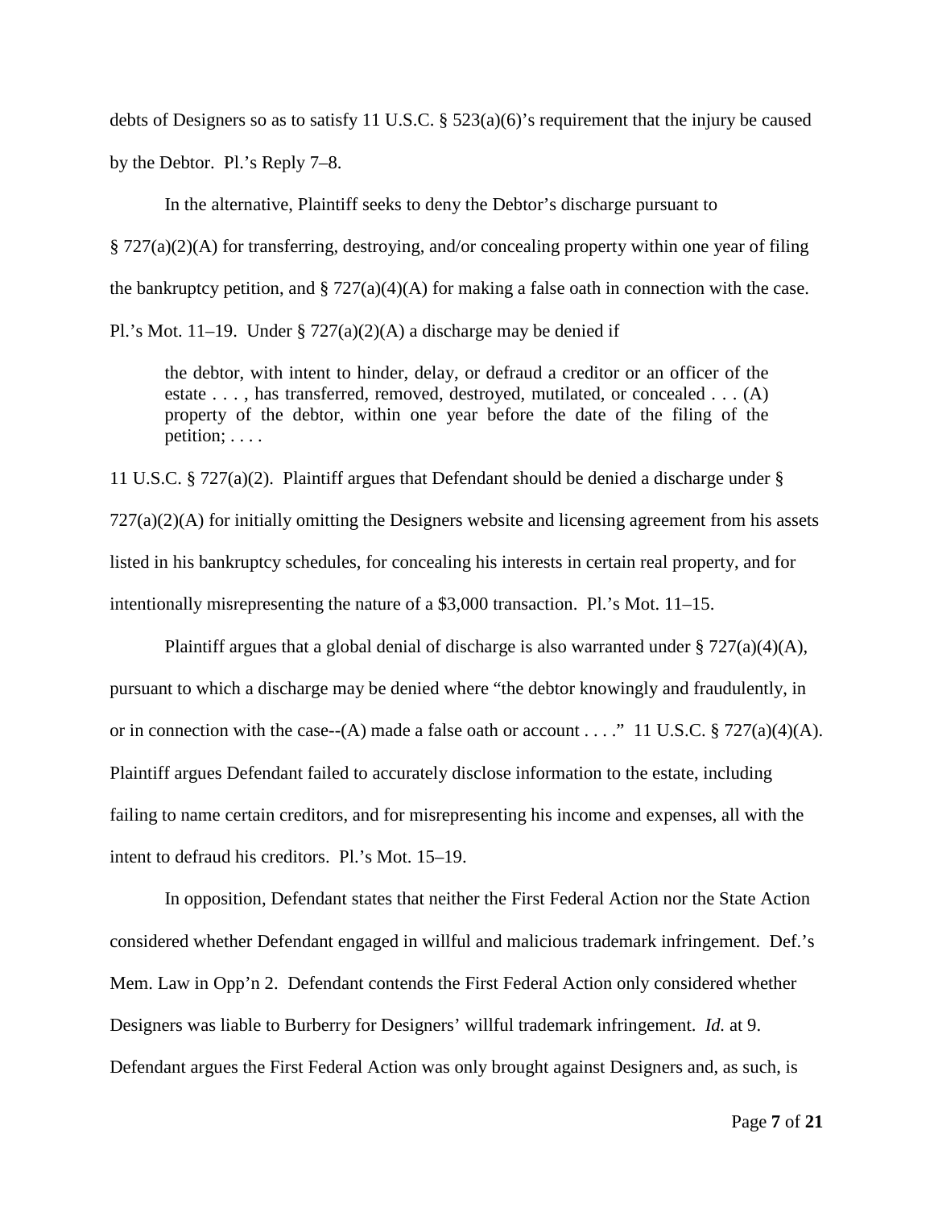debts of Designers so as to satisfy 11 U.S.C. § 523(a)(6)'s requirement that the injury be caused by the Debtor. Pl.'s Reply 7–8.

In the alternative, Plaintiff seeks to deny the Debtor's discharge pursuant to § 727(a)(2)(A) for transferring, destroying, and/or concealing property within one year of filing the bankruptcy petition, and § 727(a)(4)(A) for making a false oath in connection with the case. Pl.'s Mot. 11–19. Under § 727(a)(2)(A) a discharge may be denied if

> the debtor, with intent to hinder, delay, or defraud a creditor or an officer of the estate . . . , has transferred, removed, destroyed, mutilated, or concealed . . . (A) property of the debtor, within one year before the date of the filing of the petition; . . . .

11 U.S.C. § 727(a)(2). Plaintiff argues that Defendant should be denied a discharge under § 727(a)(2)(A) for initially omitting the Designers website and licensing agreement from his assets listed in his bankruptcy schedules, for concealing his interests in certain real property, and for intentionally misrepresenting the nature of a $3,000 transaction. Pl.'s Mot. 11–15.

Plaintiff argues that a global denial of discharge is also warranted under § 727(a)(4)(A), pursuant to which a discharge may be denied where "the debtor knowingly and fraudulently, in or in connection with the case--(A) made a false oath or account . . . ." 11 U.S.C. § 727(a)(4)(A). Plaintiff argues Defendant failed to accurately disclose information to the estate, including failing to name certain creditors, and for misrepresenting his income and expenses, all with the intent to defraud his creditors. Pl.'s Mot. 15–19.

In opposition, Defendant states that neither the First Federal Action nor the State Action considered whether Defendant engaged in willful and malicious trademark infringement. Def.'s Mem. Law in Opp'n 2. Defendant contends the First Federal Action only considered whether Designers was liable to Burberry for Designers' willful trademark infringement. *Id.* at 9. Defendant argues the First Federal Action was only brought against Designers and, as such, is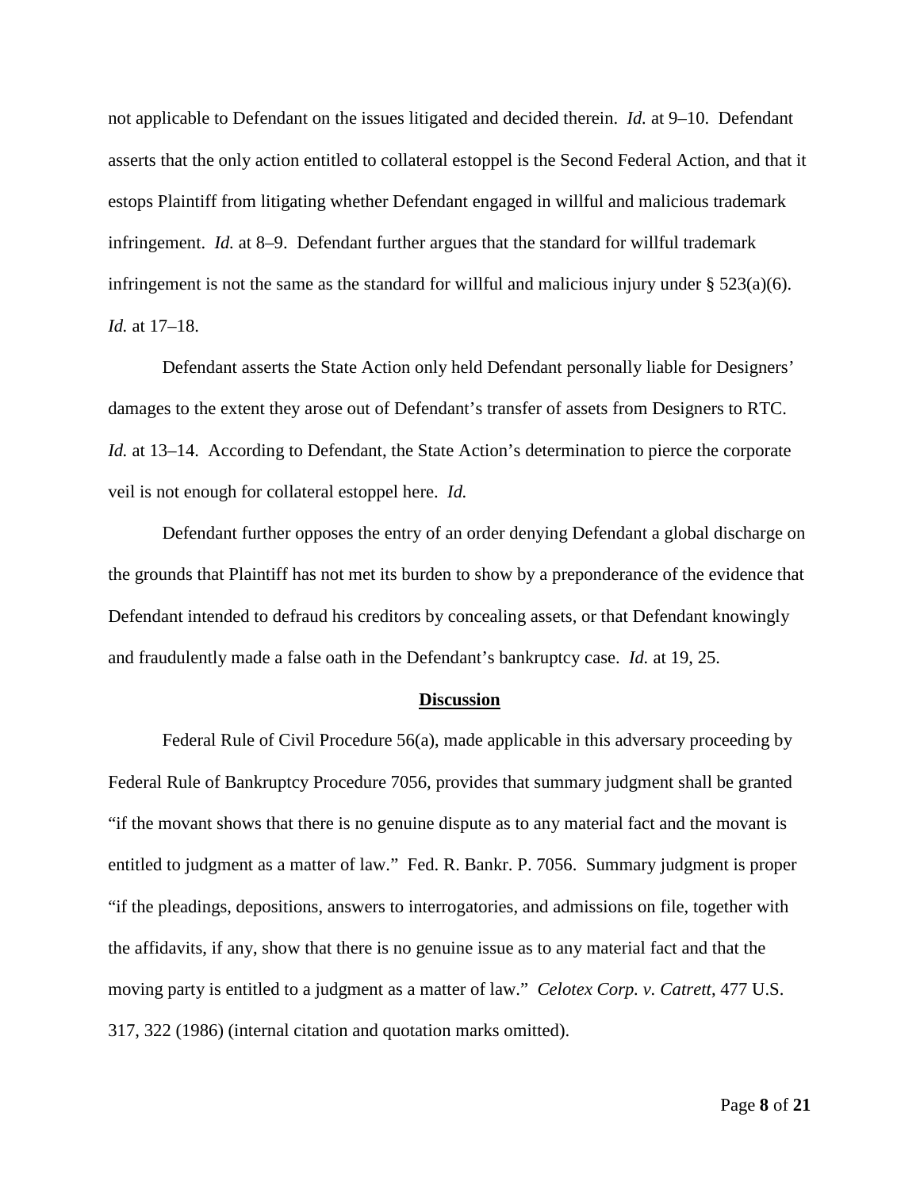not applicable to Defendant on the issues litigated and decided therein. *Id.* at 9–10. Defendant asserts that the only action entitled to collateral estoppel is the Second Federal Action, and that it estops Plaintiff from litigating whether Defendant engaged in willful and malicious trademark infringement. *Id.* at 8–9. Defendant further argues that the standard for willful trademark infringement is not the same as the standard for willful and malicious injury under § 523(a)(6). *Id.* at 17–18.

Defendant asserts the State Action only held Defendant personally liable for Designers' damages to the extent they arose out of Defendant's transfer of assets from Designers to RTC. *Id.* at 13–14. According to Defendant, the State Action's determination to pierce the corporate veil is not enough for collateral estoppel here. *Id.*

Defendant further opposes the entry of an order denying Defendant a global discharge on the grounds that Plaintiff has not met its burden to show by a preponderance of the evidence that Defendant intended to defraud his creditors by concealing assets, or that Defendant knowingly and fraudulently made a false oath in the Defendant's bankruptcy case. *Id.* at 19, 25.

## **Discussion**

Federal Rule of Civil Procedure 56(a), made applicable in this adversary proceeding by Federal Rule of Bankruptcy Procedure 7056, provides that summary judgment shall be granted "if the movant shows that there is no genuine dispute as to any material fact and the movant is entitled to judgment as a matter of law." Fed. R. Bankr. P. 7056. Summary judgment is proper "if the pleadings, depositions, answers to interrogatories, and admissions on file, together with the affidavits, if any, show that there is no genuine issue as to any material fact and that the moving party is entitled to a judgment as a matter of law." *Celotex Corp. v. Catrett*, 477 U.S. 317, 322 (1986) (internal citation and quotation marks omitted).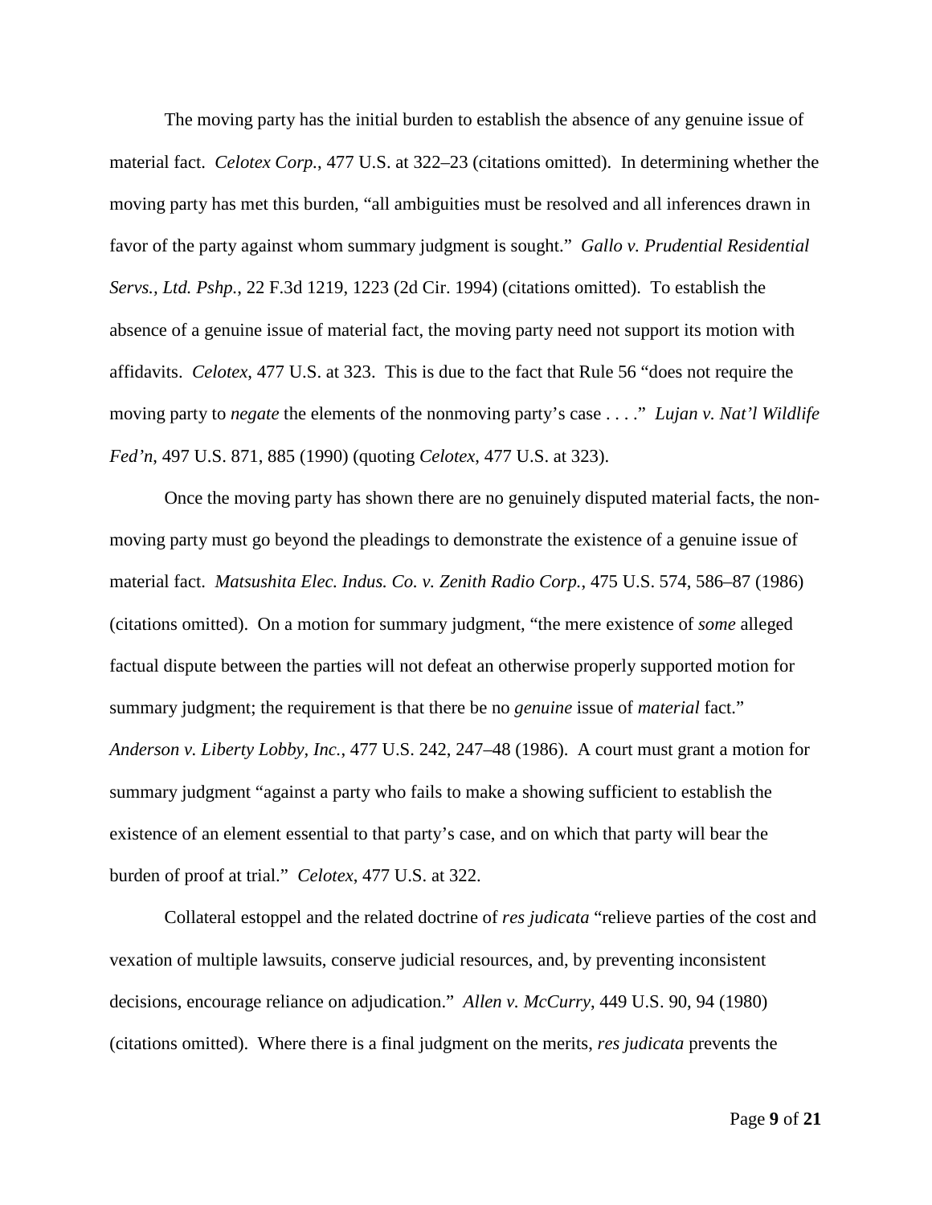The moving party has the initial burden to establish the absence of any genuine issue of material fact. *Celotex Corp.*, 477 U.S. at 322–23 (citations omitted). In determining whether the moving party has met this burden, "all ambiguities must be resolved and all inferences drawn in favor of the party against whom summary judgment is sought." *Gallo v. Prudential Residential Servs., Ltd. Pshp.*, 22 F.3d 1219, 1223 (2d Cir. 1994) (citations omitted). To establish the absence of a genuine issue of material fact, the moving party need not support its motion with affidavits. *Celotex*, 477 U.S. at 323. This is due to the fact that Rule 56 "does not require the moving party to *negate* the elements of the nonmoving party's case . . . ." *Lujan v. Nat'l Wildlife Fed'n*, 497 U.S. 871, 885 (1990) (quoting *Celotex,* 477 U.S. at 323).

Once the moving party has shown there are no genuinely disputed material facts, the non-moving party must go beyond the pleadings to demonstrate the existence of a genuine issue of material fact. *Matsushita Elec. Indus. Co. v. Zenith Radio Corp.*, 475 U.S. 574, 586–87 (1986) (citations omitted). On a motion for summary judgment, "the mere existence of *some* alleged factual dispute between the parties will not defeat an otherwise properly supported motion for summary judgment; the requirement is that there be no *genuine* issue of *material* fact." *Anderson v. Liberty Lobby, Inc.*, 477 U.S. 242, 247–48 (1986). A court must grant a motion for summary judgment "against a party who fails to make a showing sufficient to establish the existence of an element essential to that party's case, and on which that party will bear the burden of proof at trial." *Celotex*, 477 U.S. at 322.

Collateral estoppel and the related doctrine of *res judicata* "relieve parties of the cost and vexation of multiple lawsuits, conserve judicial resources, and, by preventing inconsistent decisions, encourage reliance on adjudication." *Allen v. McCurry*, 449 U.S. 90, 94 (1980) (citations omitted). Where there is a final judgment on the merits, *res judicata* prevents the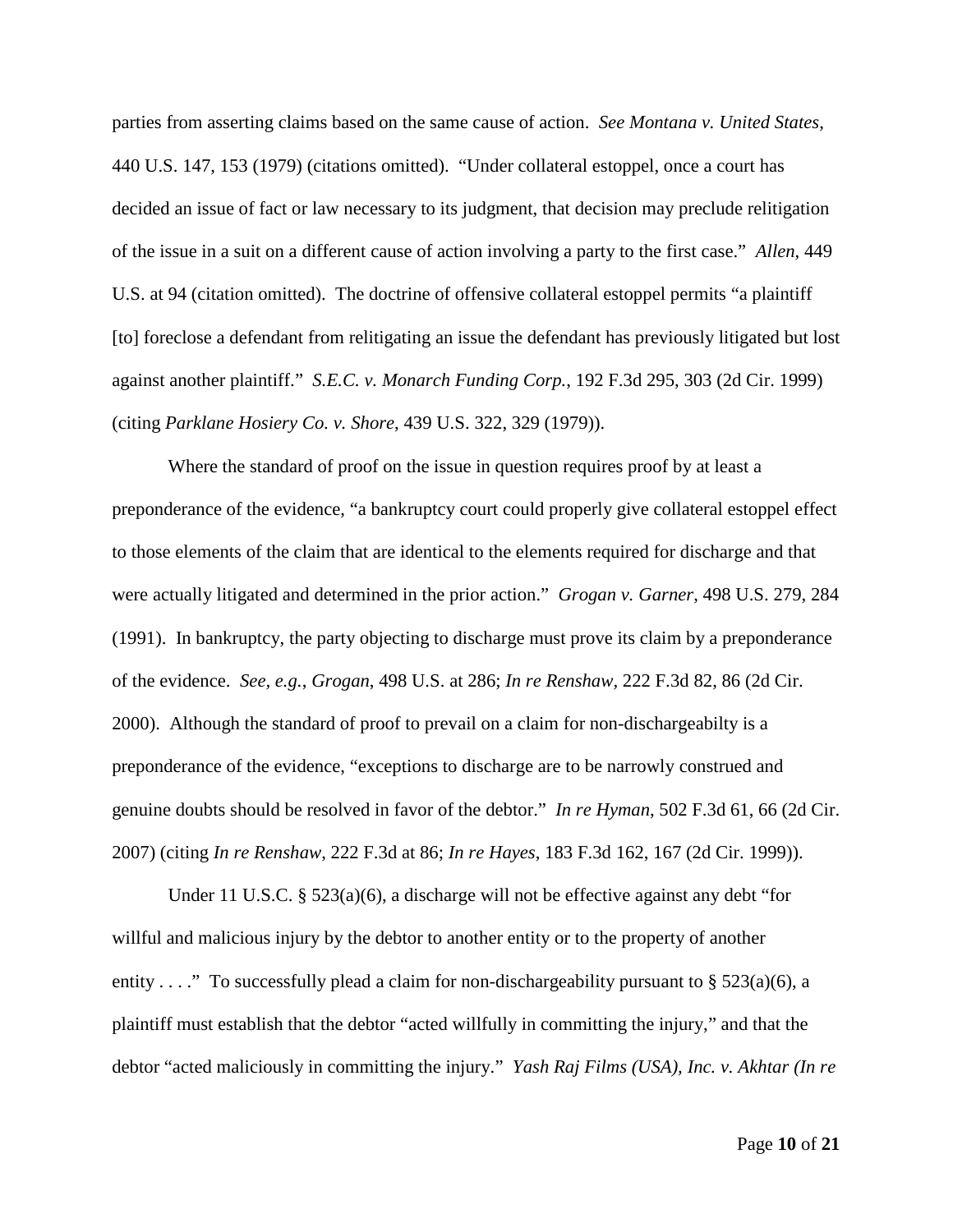parties from asserting claims based on the same cause of action. *See Montana v. United States*, 440 U.S. 147, 153 (1979) (citations omitted). "Under collateral estoppel, once a court has decided an issue of fact or law necessary to its judgment, that decision may preclude relitigation of the issue in a suit on a different cause of action involving a party to the first case." *Allen*, 449 U.S. at 94 (citation omitted). The doctrine of offensive collateral estoppel permits "a plaintiff [to] foreclose a defendant from relitigating an issue the defendant has previously litigated but lost against another plaintiff." *S.E.C. v. Monarch Funding Corp.*, 192 F.3d 295, 303 (2d Cir. 1999) (citing *Parklane Hosiery Co. v. Shore*, 439 U.S. 322, 329 (1979)).

Where the standard of proof on the issue in question requires proof by at least a preponderance of the evidence, "a bankruptcy court could properly give collateral estoppel effect to those elements of the claim that are identical to the elements required for discharge and that were actually litigated and determined in the prior action." *Grogan v. Garner*, 498 U.S. 279, 284 (1991). In bankruptcy, the party objecting to discharge must prove its claim by a preponderance of the evidence. *See, e.g.*, *Grogan*, 498 U.S. at 286; *In re Renshaw*, 222 F.3d 82, 86 (2d Cir. 2000). Although the standard of proof to prevail on a claim for non-dischargeabilty is a preponderance of the evidence, "exceptions to discharge are to be narrowly construed and genuine doubts should be resolved in favor of the debtor." *In re Hyman*, 502 F.3d 61, 66 (2d Cir. 2007) (citing *In re Renshaw*, 222 F.3d at 86; *In re Hayes*, 183 F.3d 162, 167 (2d Cir. 1999)).

Under 11 U.S.C. § 523(a)(6), a discharge will not be effective against any debt "for willful and malicious injury by the debtor to another entity or to the property of another entity . . . ." To successfully plead a claim for non-dischargeability pursuant to § 523(a)(6), a plaintiff must establish that the debtor "acted willfully in committing the injury," and that the debtor "acted maliciously in committing the injury." *Yash Raj Films (USA), Inc. v. Akhtar (In re*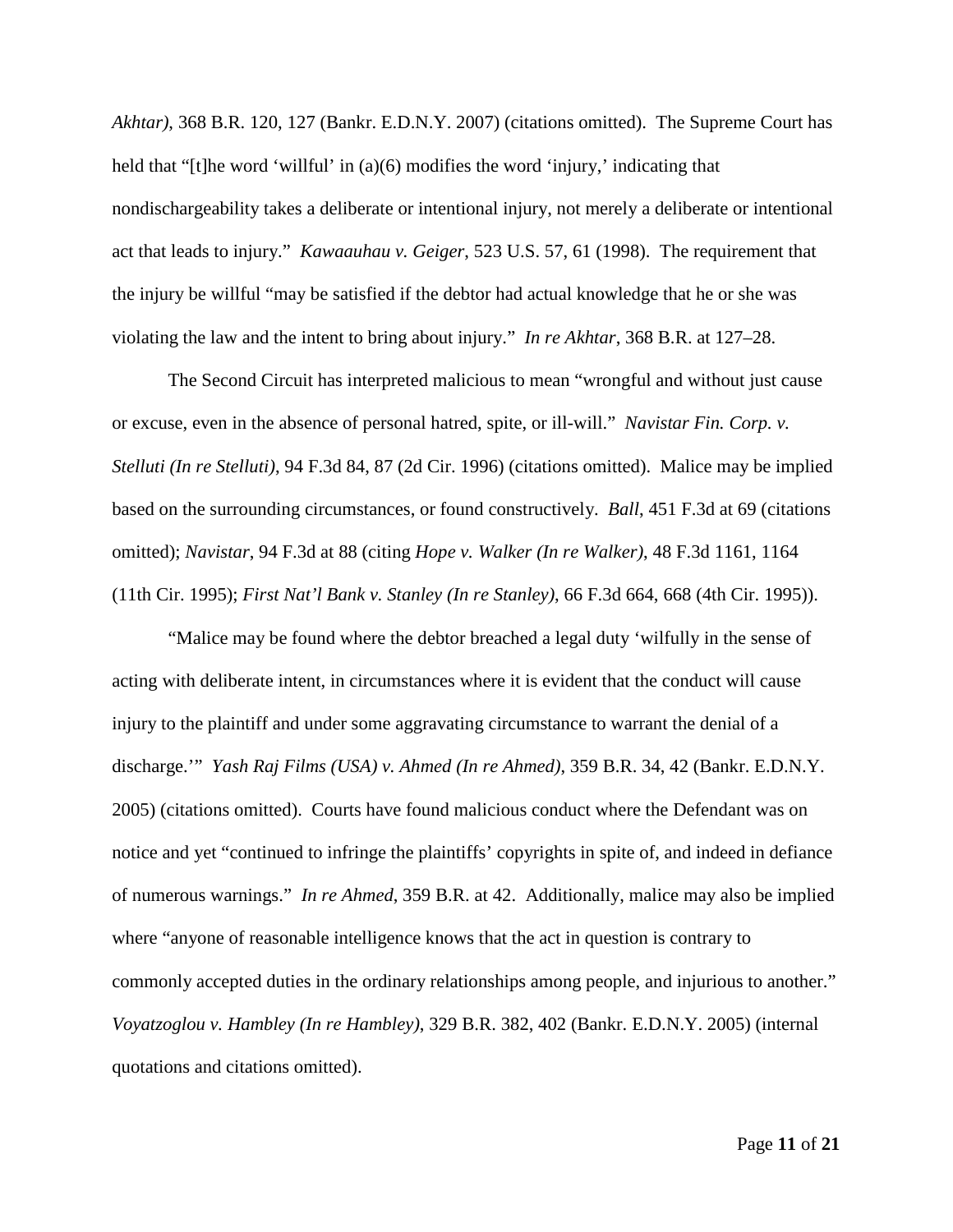*Akhtar)*, 368 B.R. 120, 127 (Bankr. E.D.N.Y. 2007) (citations omitted). The Supreme Court has held that "[t]he word 'willful' in (a)(6) modifies the word 'injury,' indicating that nondischargeability takes a deliberate or intentional injury, not merely a deliberate or intentional act that leads to injury." *Kawaauhau v. Geiger*, 523 U.S. 57, 61 (1998). The requirement that the injury be willful "may be satisfied if the debtor had actual knowledge that he or she was violating the law and the intent to bring about injury." *In re Akhtar*, 368 B.R. at 127–28.

The Second Circuit has interpreted malicious to mean "wrongful and without just cause or excuse, even in the absence of personal hatred, spite, or ill-will." *Navistar Fin. Corp. v. Stelluti (In re Stelluti)*, 94 F.3d 84, 87 (2d Cir. 1996) (citations omitted). Malice may be implied based on the surrounding circumstances, or found constructively. *Ball*, 451 F.3d at 69 (citations omitted); *Navistar*, 94 F.3d at 88 (citing *Hope v. Walker (In re Walker)*, 48 F.3d 1161, 1164 (11th Cir. 1995); *First Nat'l Bank v. Stanley (In re Stanley)*, 66 F.3d 664, 668 (4th Cir. 1995)).

"Malice may be found where the debtor breached a legal duty 'wilfully in the sense of acting with deliberate intent, in circumstances where it is evident that the conduct will cause injury to the plaintiff and under some aggravating circumstance to warrant the denial of a discharge.'" *Yash Raj Films (USA) v. Ahmed (In re Ahmed)*, 359 B.R. 34, 42 (Bankr. E.D.N.Y. 2005) (citations omitted). Courts have found malicious conduct where the Defendant was on notice and yet "continued to infringe the plaintiffs' copyrights in spite of, and indeed in defiance of numerous warnings." *In re Ahmed*, 359 B.R. at 42. Additionally, malice may also be implied where "anyone of reasonable intelligence knows that the act in question is contrary to commonly accepted duties in the ordinary relationships among people, and injurious to another." *Voyatzoglou v. Hambley (In re Hambley)*, 329 B.R. 382, 402 (Bankr. E.D.N.Y. 2005) (internal quotations and citations omitted).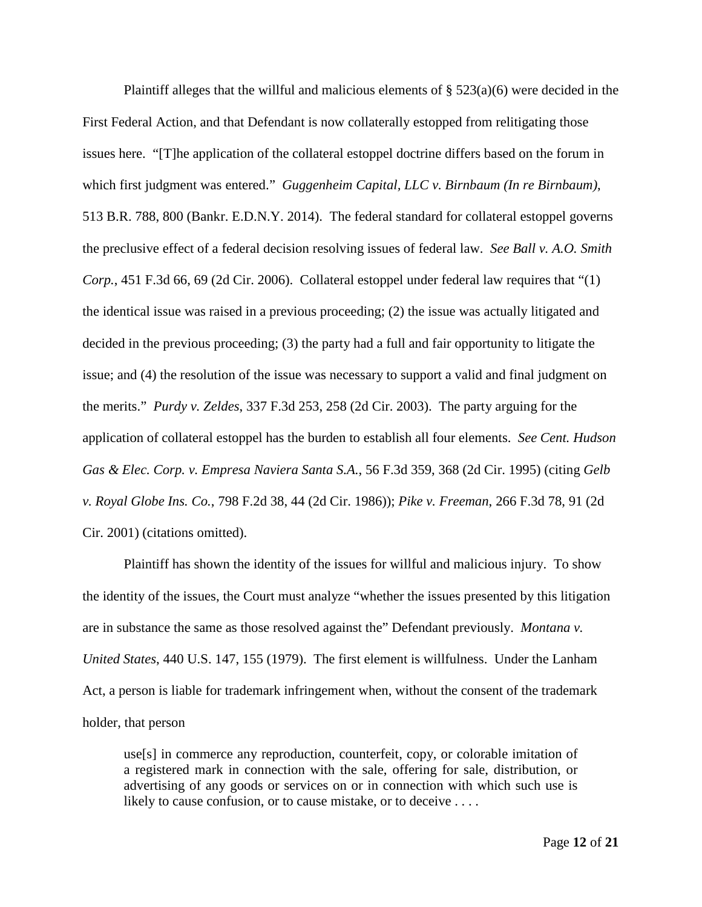Plaintiff alleges that the willful and malicious elements of § 523(a)(6) were decided in the First Federal Action, and that Defendant is now collaterally estopped from relitigating those issues here. "[T]he application of the collateral estoppel doctrine differs based on the forum in which first judgment was entered." *Guggenheim Capital, LLC v. Birnbaum (In re Birnbaum)*, 513 B.R. 788, 800 (Bankr. E.D.N.Y. 2014). The federal standard for collateral estoppel governs the preclusive effect of a federal decision resolving issues of federal law. *See Ball v. A.O. Smith Corp.*, 451 F.3d 66, 69 (2d Cir. 2006). Collateral estoppel under federal law requires that "(1) the identical issue was raised in a previous proceeding; (2) the issue was actually litigated and decided in the previous proceeding; (3) the party had a full and fair opportunity to litigate the issue; and (4) the resolution of the issue was necessary to support a valid and final judgment on the merits." *Purdy v. Zeldes*, 337 F.3d 253, 258 (2d Cir. 2003). The party arguing for the application of collateral estoppel has the burden to establish all four elements. *See Cent. Hudson Gas & Elec. Corp. v. Empresa Naviera Santa S.A.*, 56 F.3d 359, 368 (2d Cir. 1995) (citing *Gelb v. Royal Globe Ins. Co.*, 798 F.2d 38, 44 (2d Cir. 1986)); *Pike v. Freeman*, 266 F.3d 78, 91 (2d Cir. 2001) (citations omitted).

Plaintiff has shown the identity of the issues for willful and malicious injury. To show the identity of the issues, the Court must analyze "whether the issues presented by this litigation are in substance the same as those resolved against the" Defendant previously. *Montana v. United States*, 440 U.S. 147, 155 (1979). The first element is willfulness. Under the Lanham Act, a person is liable for trademark infringement when, without the consent of the trademark holder, that person

> use[s] in commerce any reproduction, counterfeit, copy, or colorable imitation of a registered mark in connection with the sale, offering for sale, distribution, or advertising of any goods or services on or in connection with which such use is likely to cause confusion, or to cause mistake, or to deceive . . . .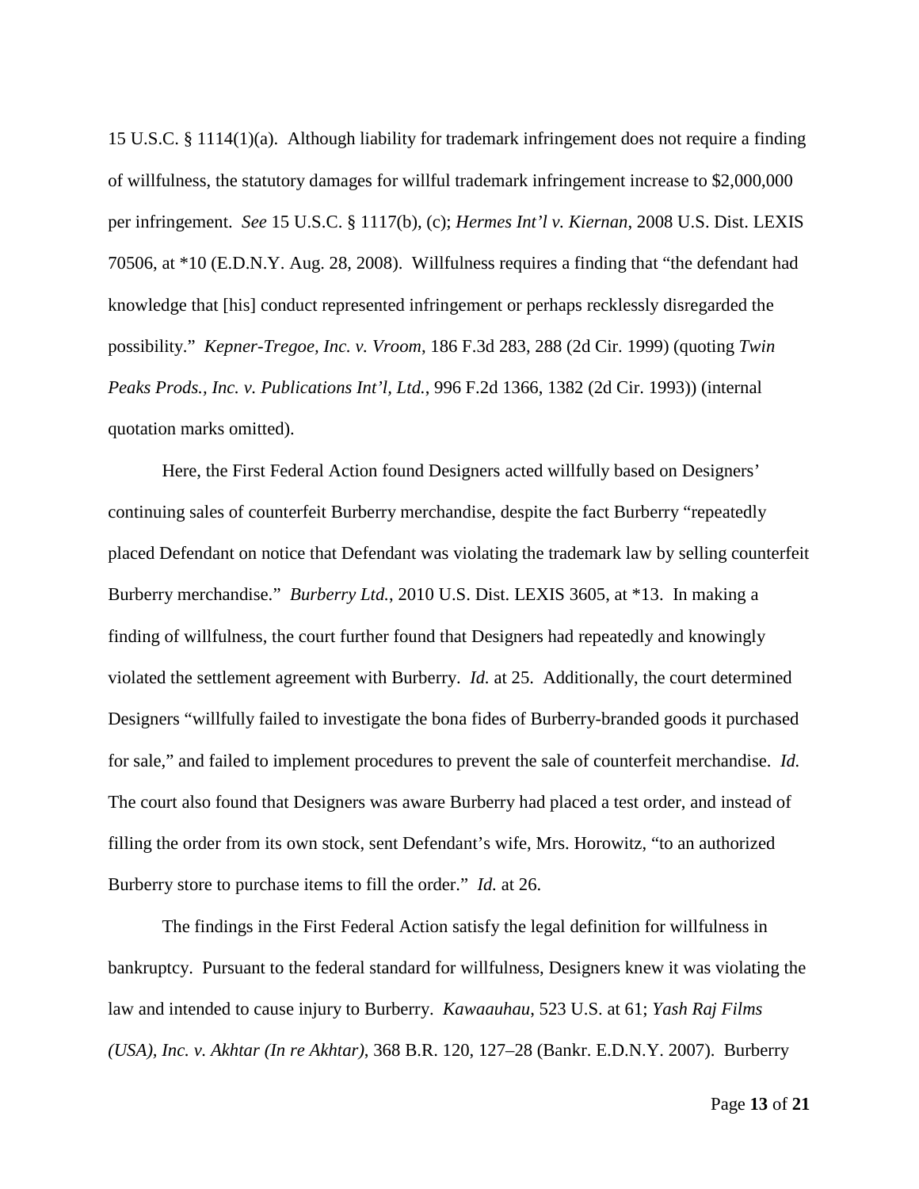15 U.S.C. § 1114(1)(a). Although liability for trademark infringement does not require a finding of willfulness, the statutory damages for willful trademark infringement increase to $2,000,000 per infringement. *See* 15 U.S.C. § 1117(b), (c); *Hermes Int'l v. Kiernan*, 2008 U.S. Dist. LEXIS 70506, at *10 (E.D.N.Y. Aug. 28, 2008). Willfulness requires a finding that "the defendant had knowledge that [his] conduct represented infringement or perhaps recklessly disregarded the possibility." *Kepner-Tregoe, Inc. v. Vroom*, 186 F.3d 283, 288 (2d Cir. 1999) (quoting *Twin Peaks Prods., Inc. v. Publications Int'l, Ltd.*, 996 F.2d 1366, 1382 (2d Cir. 1993)) (internal quotation marks omitted).

Here, the First Federal Action found Designers acted willfully based on Designers' continuing sales of counterfeit Burberry merchandise, despite the fact Burberry "repeatedly placed Defendant on notice that Defendant was violating the trademark law by selling counterfeit Burberry merchandise." *Burberry Ltd.*, 2010 U.S. Dist. LEXIS 3605, at *13. In making a finding of willfulness, the court further found that Designers had repeatedly and knowingly violated the settlement agreement with Burberry. *Id.* at 25. Additionally, the court determined Designers "willfully failed to investigate the bona fides of Burberry-branded goods it purchased for sale," and failed to implement procedures to prevent the sale of counterfeit merchandise. *Id.* The court also found that Designers was aware Burberry had placed a test order, and instead of filling the order from its own stock, sent Defendant's wife, Mrs. Horowitz, "to an authorized Burberry store to purchase items to fill the order." *Id.* at 26.

The findings in the First Federal Action satisfy the legal definition for willfulness in bankruptcy. Pursuant to the federal standard for willfulness, Designers knew it was violating the law and intended to cause injury to Burberry. *Kawaauhau*, 523 U.S. at 61; *Yash Raj Films (USA), Inc. v. Akhtar (In re Akhtar)*, 368 B.R. 120, 127–28 (Bankr. E.D.N.Y. 2007). Burberry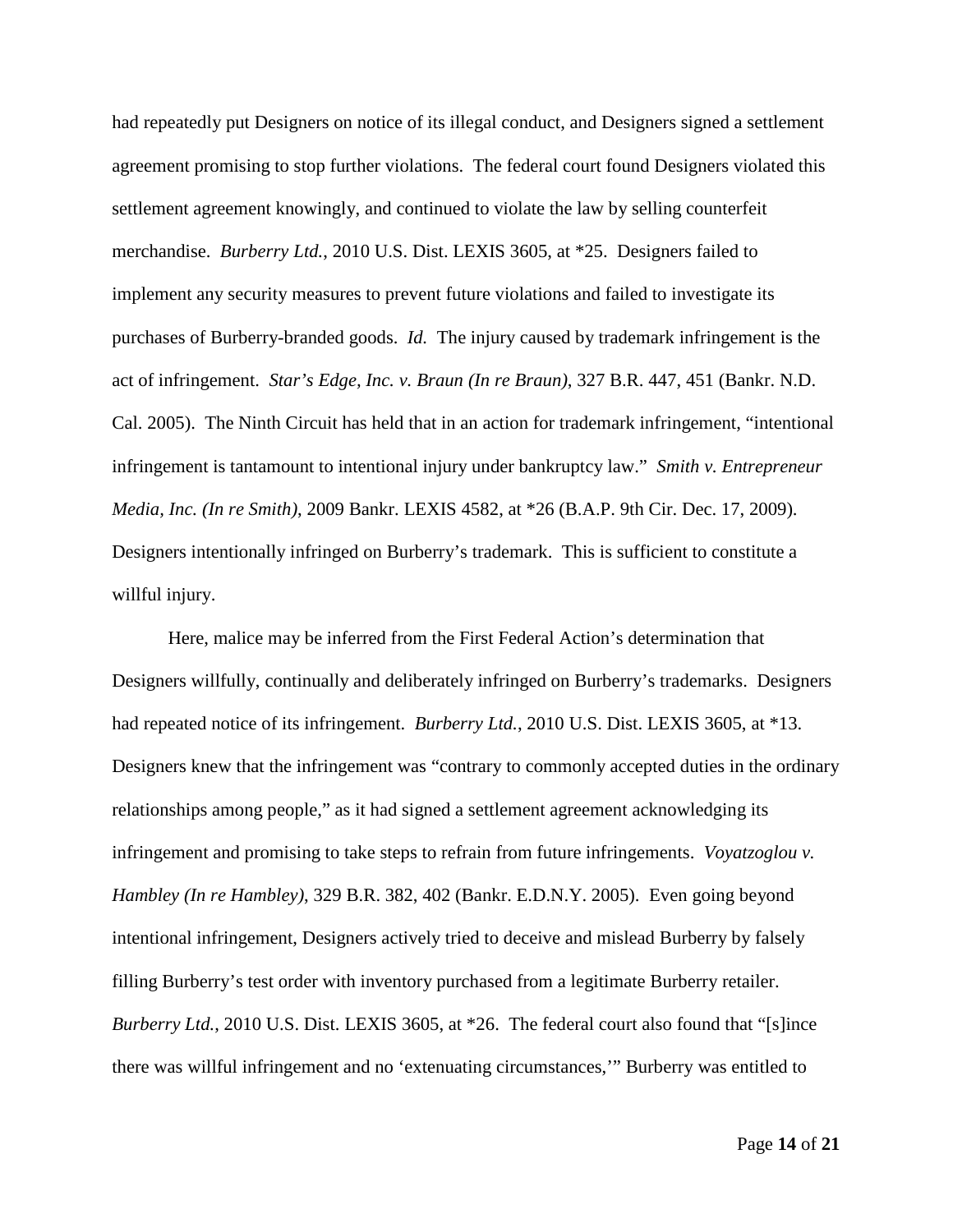had repeatedly put Designers on notice of its illegal conduct, and Designers signed a settlement agreement promising to stop further violations. The federal court found Designers violated this settlement agreement knowingly, and continued to violate the law by selling counterfeit merchandise. *Burberry Ltd.*, 2010 U.S. Dist. LEXIS 3605, at *25. Designers failed to implement any security measures to prevent future violations and failed to investigate its purchases of Burberry-branded goods. *Id.* The injury caused by trademark infringement is the act of infringement. *Star's Edge, Inc. v. Braun (In re Braun)*, 327 B.R. 447, 451 (Bankr. N.D. Cal. 2005). The Ninth Circuit has held that in an action for trademark infringement, "intentional infringement is tantamount to intentional injury under bankruptcy law." *Smith v. Entrepreneur Media, Inc. (In re Smith)*, 2009 Bankr. LEXIS 4582, at *26 (B.A.P. 9th Cir. Dec. 17, 2009). Designers intentionally infringed on Burberry's trademark. This is sufficient to constitute a willful injury.

Here, malice may be inferred from the First Federal Action's determination that Designers willfully, continually and deliberately infringed on Burberry's trademarks. Designers had repeated notice of its infringement. *Burberry Ltd.*, 2010 U.S. Dist. LEXIS 3605, at *13. Designers knew that the infringement was "contrary to commonly accepted duties in the ordinary relationships among people," as it had signed a settlement agreement acknowledging its infringement and promising to take steps to refrain from future infringements. *Voyatzoglou v. Hambley (In re Hambley)*, 329 B.R. 382, 402 (Bankr. E.D.N.Y. 2005). Even going beyond intentional infringement, Designers actively tried to deceive and mislead Burberry by falsely filling Burberry's test order with inventory purchased from a legitimate Burberry retailer. *Burberry Ltd.*, 2010 U.S. Dist. LEXIS 3605, at *26. The federal court also found that "[s]ince there was willful infringement and no 'extenuating circumstances,'" Burberry was entitled to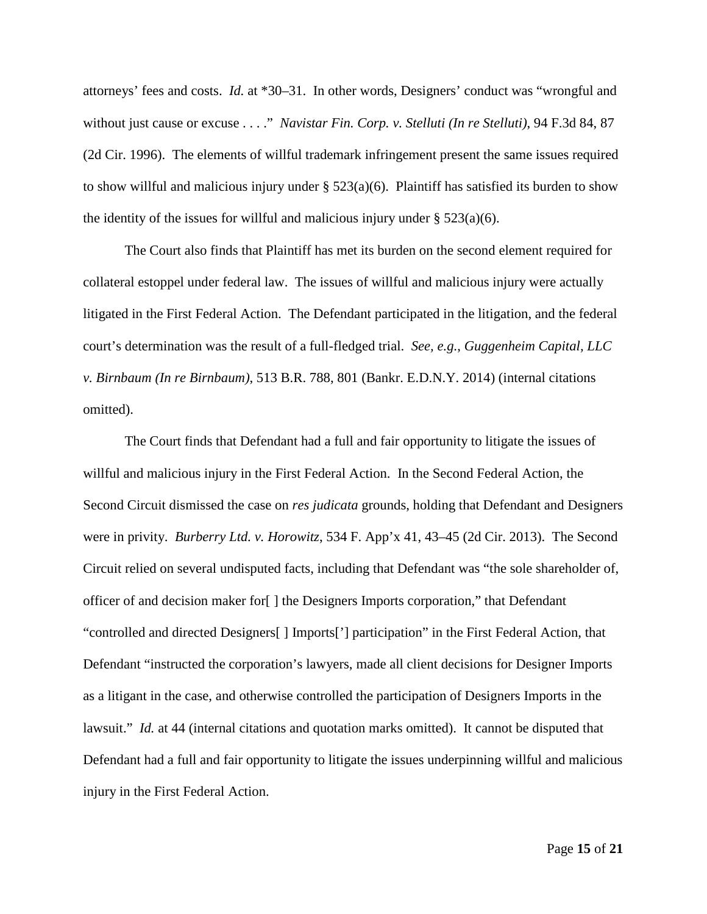attorneys' fees and costs. *Id.* at *30–31. In other words, Designers' conduct was "wrongful and without just cause or excuse . . . ." *Navistar Fin. Corp. v. Stelluti (In re Stelluti)*, 94 F.3d 84, 87 (2d Cir. 1996). The elements of willful trademark infringement present the same issues required to show willful and malicious injury under § 523(a)(6). Plaintiff has satisfied its burden to show the identity of the issues for willful and malicious injury under § 523(a)(6).

The Court also finds that Plaintiff has met its burden on the second element required for collateral estoppel under federal law. The issues of willful and malicious injury were actually litigated in the First Federal Action. The Defendant participated in the litigation, and the federal court's determination was the result of a full-fledged trial. *See, e.g.*, *Guggenheim Capital, LLC v. Birnbaum (In re Birnbaum)*, 513 B.R. 788, 801 (Bankr. E.D.N.Y. 2014) (internal citations omitted).

The Court finds that Defendant had a full and fair opportunity to litigate the issues of willful and malicious injury in the First Federal Action. In the Second Federal Action, the Second Circuit dismissed the case on *res judicata* grounds, holding that Defendant and Designers were in privity. *Burberry Ltd. v. Horowitz*, 534 F. App'x 41, 43–45 (2d Cir. 2013). The Second Circuit relied on several undisputed facts, including that Defendant was "the sole shareholder of, officer of and decision maker for[ ] the Designers Imports corporation," that Defendant "controlled and directed Designers[ ] Imports['] participation" in the First Federal Action, that Defendant "instructed the corporation's lawyers, made all client decisions for Designer Imports as a litigant in the case, and otherwise controlled the participation of Designers Imports in the lawsuit." *Id.* at 44 (internal citations and quotation marks omitted). It cannot be disputed that Defendant had a full and fair opportunity to litigate the issues underpinning willful and malicious injury in the First Federal Action.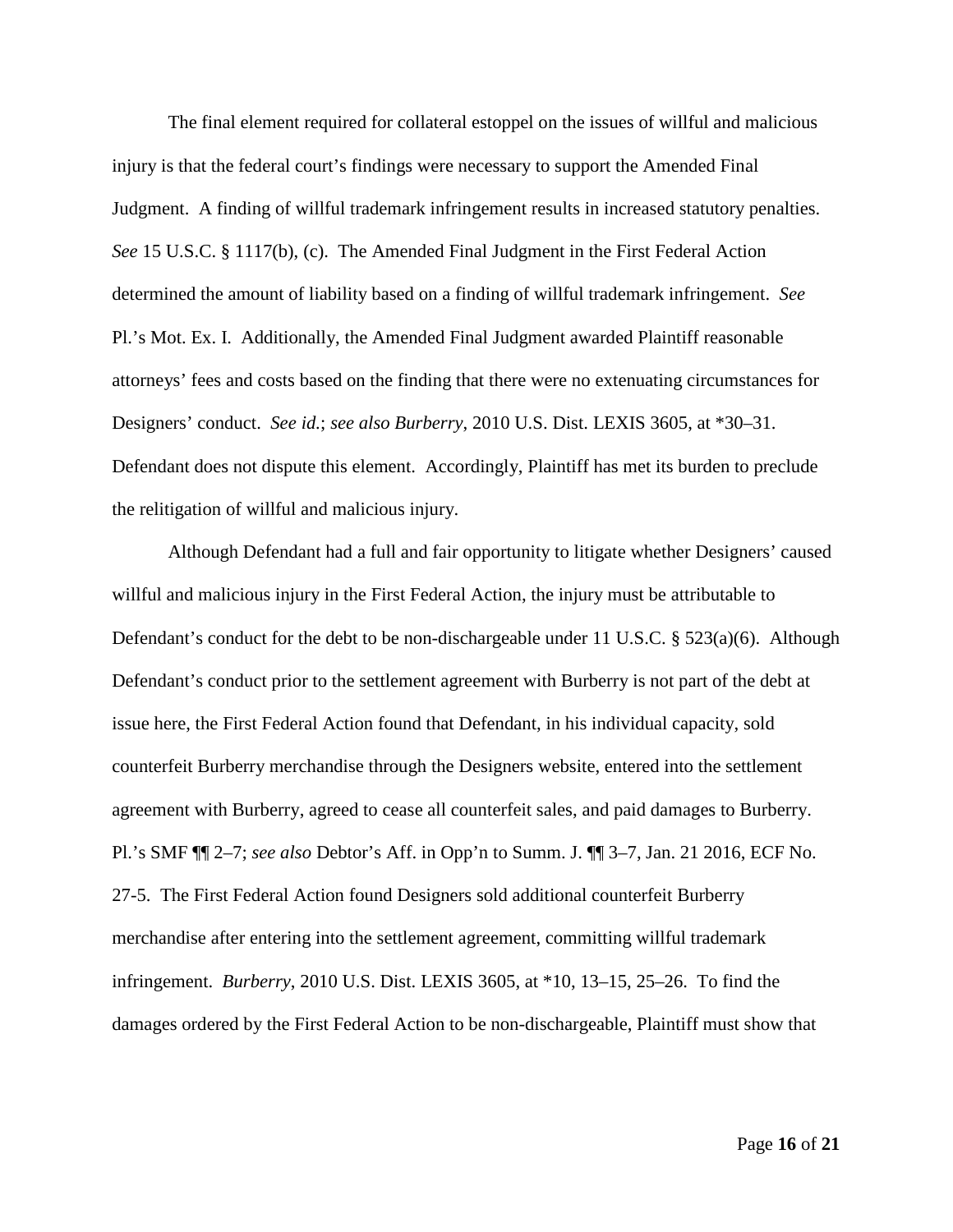The final element required for collateral estoppel on the issues of willful and malicious injury is that the federal court's findings were necessary to support the Amended Final Judgment. A finding of willful trademark infringement results in increased statutory penalties. *See* 15 U.S.C. § 1117(b), (c). The Amended Final Judgment in the First Federal Action determined the amount of liability based on a finding of willful trademark infringement. *See* Pl.'s Mot. Ex. I. Additionally, the Amended Final Judgment awarded Plaintiff reasonable attorneys' fees and costs based on the finding that there were no extenuating circumstances for Designers' conduct. *See id.*; *see also Burberry*, 2010 U.S. Dist. LEXIS 3605, at *30–31. Defendant does not dispute this element. Accordingly, Plaintiff has met its burden to preclude the relitigation of willful and malicious injury.

Although Defendant had a full and fair opportunity to litigate whether Designers' caused willful and malicious injury in the First Federal Action, the injury must be attributable to Defendant's conduct for the debt to be non-dischargeable under 11 U.S.C. § 523(a)(6). Although Defendant's conduct prior to the settlement agreement with Burberry is not part of the debt at issue here, the First Federal Action found that Defendant, in his individual capacity, sold counterfeit Burberry merchandise through the Designers website, entered into the settlement agreement with Burberry, agreed to cease all counterfeit sales, and paid damages to Burberry. Pl.'s SMF ¶¶ 2–7; *see also* Debtor's Aff. in Opp'n to Summ. J. ¶¶ 3–7, Jan. 21 2016, ECF No. 27-5. The First Federal Action found Designers sold additional counterfeit Burberry merchandise after entering into the settlement agreement, committing willful trademark infringement. *Burberry*, 2010 U.S. Dist. LEXIS 3605, at *10, 13–15, 25–26. To find the damages ordered by the First Federal Action to be non-dischargeable, Plaintiff must show that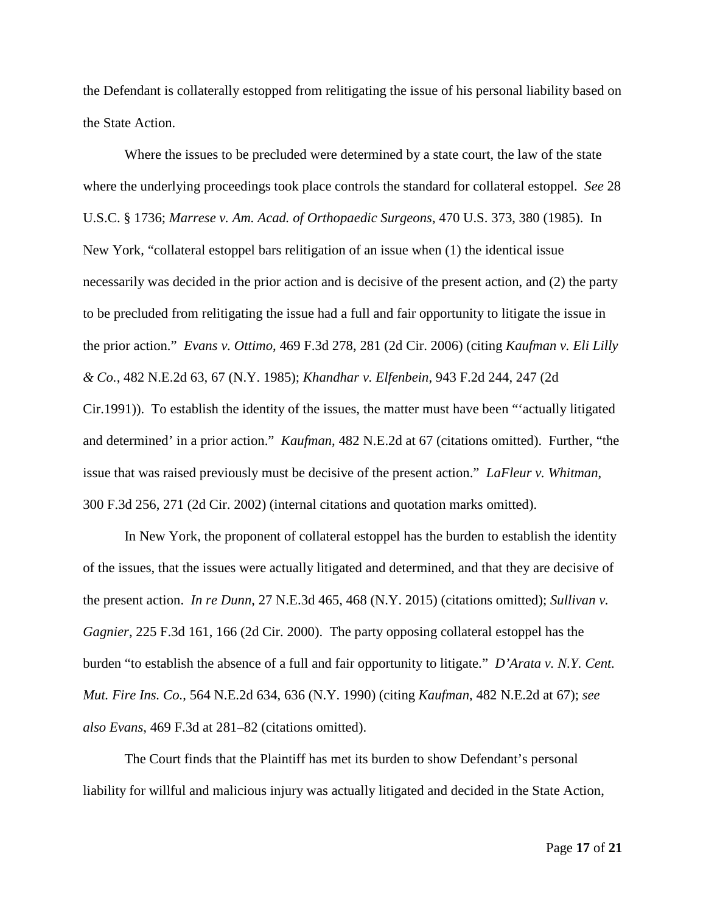the Defendant is collaterally estopped from relitigating the issue of his personal liability based on the State Action.

Where the issues to be precluded were determined by a state court, the law of the state where the underlying proceedings took place controls the standard for collateral estoppel. *See* 28 U.S.C. § 1736; *Marrese v. Am. Acad. of Orthopaedic Surgeons*, 470 U.S. 373, 380 (1985). In New York, "collateral estoppel bars relitigation of an issue when (1) the identical issue necessarily was decided in the prior action and is decisive of the present action, and (2) the party to be precluded from relitigating the issue had a full and fair opportunity to litigate the issue in the prior action." *Evans v. Ottimo*, 469 F.3d 278, 281 (2d Cir. 2006) (citing *Kaufman v. Eli Lilly & Co.*, 482 N.E.2d 63, 67 (N.Y. 1985); *Khandhar v. Elfenbein*, 943 F.2d 244, 247 (2d Cir.1991)). To establish the identity of the issues, the matter must have been "'actually litigated and determined' in a prior action." *Kaufman*, 482 N.E.2d at 67 (citations omitted). Further, "the issue that was raised previously must be decisive of the present action." *LaFleur v. Whitman*, 300 F.3d 256, 271 (2d Cir. 2002) (internal citations and quotation marks omitted).

In New York, the proponent of collateral estoppel has the burden to establish the identity of the issues, that the issues were actually litigated and determined, and that they are decisive of the present action. *In re Dunn*, 27 N.E.3d 465, 468 (N.Y. 2015) (citations omitted); *Sullivan v. Gagnier*, 225 F.3d 161, 166 (2d Cir. 2000). The party opposing collateral estoppel has the burden "to establish the absence of a full and fair opportunity to litigate." *D'Arata v. N.Y. Cent. Mut. Fire Ins. Co.*, 564 N.E.2d 634, 636 (N.Y. 1990) (citing *Kaufman*, 482 N.E.2d at 67); *see also Evans*, 469 F.3d at 281–82 (citations omitted).

The Court finds that the Plaintiff has met its burden to show Defendant's personal liability for willful and malicious injury was actually litigated and decided in the State Action,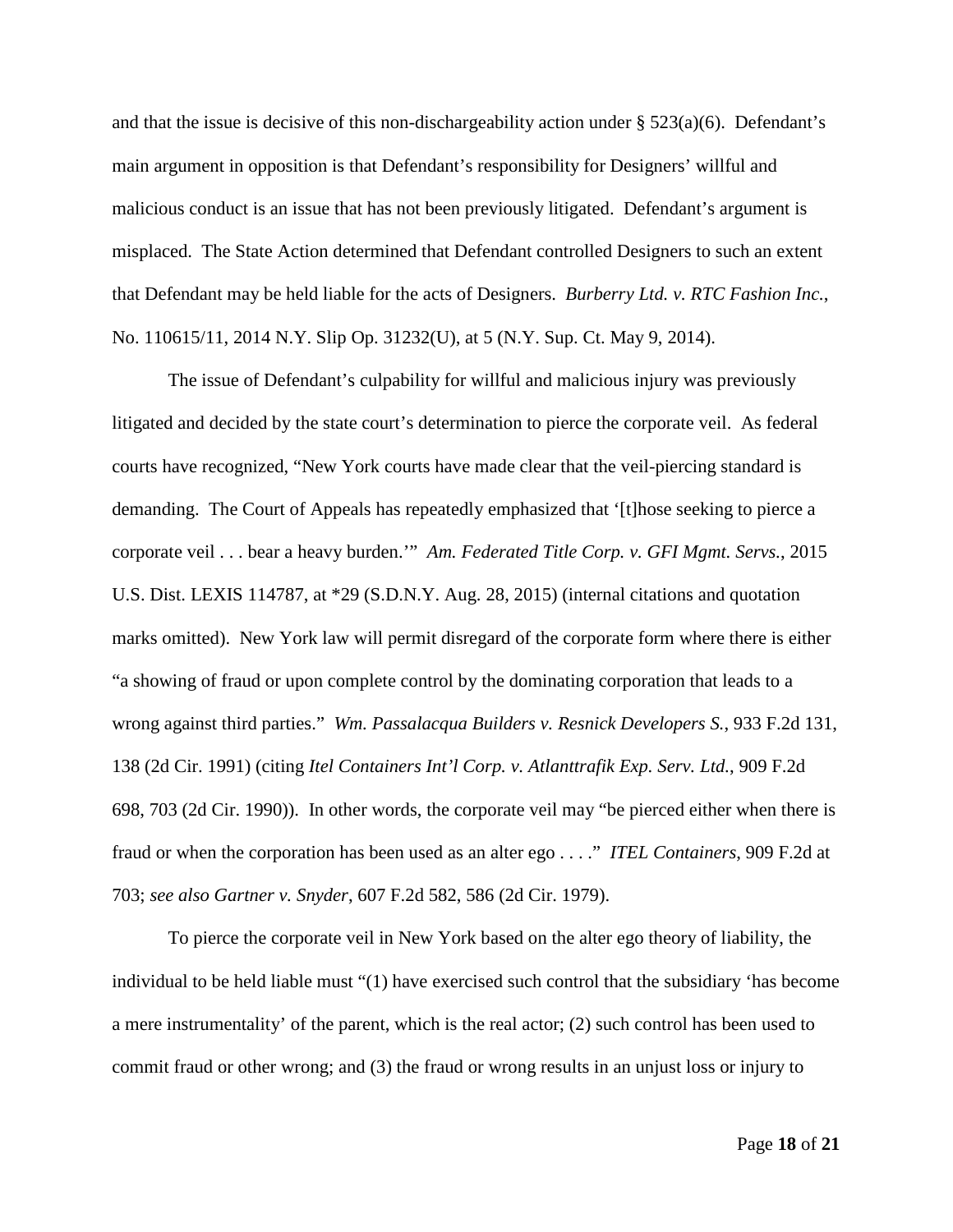and that the issue is decisive of this non-dischargeability action under § 523(a)(6). Defendant's main argument in opposition is that Defendant's responsibility for Designers' willful and malicious conduct is an issue that has not been previously litigated. Defendant's argument is misplaced. The State Action determined that Defendant controlled Designers to such an extent that Defendant may be held liable for the acts of Designers. *Burberry Ltd. v. RTC Fashion Inc.*, No. 110615/11, 2014 N.Y. Slip Op. 31232(U), at 5 (N.Y. Sup. Ct. May 9, 2014).

The issue of Defendant's culpability for willful and malicious injury was previously litigated and decided by the state court's determination to pierce the corporate veil. As federal courts have recognized, "New York courts have made clear that the veil-piercing standard is demanding. The Court of Appeals has repeatedly emphasized that '[t]hose seeking to pierce a corporate veil . . . bear a heavy burden.'" *Am. Federated Title Corp. v. GFI Mgmt. Servs.*, 2015 U.S. Dist. LEXIS 114787, at *29 (S.D.N.Y. Aug. 28, 2015) (internal citations and quotation marks omitted). New York law will permit disregard of the corporate form where there is either "a showing of fraud or upon complete control by the dominating corporation that leads to a wrong against third parties." *Wm. Passalacqua Builders v. Resnick Developers S.*, 933 F.2d 131, 138 (2d Cir. 1991) (citing *Itel Containers Int'l Corp. v. Atlanttrafik Exp. Serv. Ltd.*, 909 F.2d 698, 703 (2d Cir. 1990)). In other words, the corporate veil may "be pierced either when there is fraud or when the corporation has been used as an alter ego . . . ." *ITEL Containers*, 909 F.2d at 703; *see also Gartner v. Snyder*, 607 F.2d 582, 586 (2d Cir. 1979).

To pierce the corporate veil in New York based on the alter ego theory of liability, the individual to be held liable must "(1) have exercised such control that the subsidiary 'has become a mere instrumentality' of the parent, which is the real actor; (2) such control has been used to commit fraud or other wrong; and (3) the fraud or wrong results in an unjust loss or injury to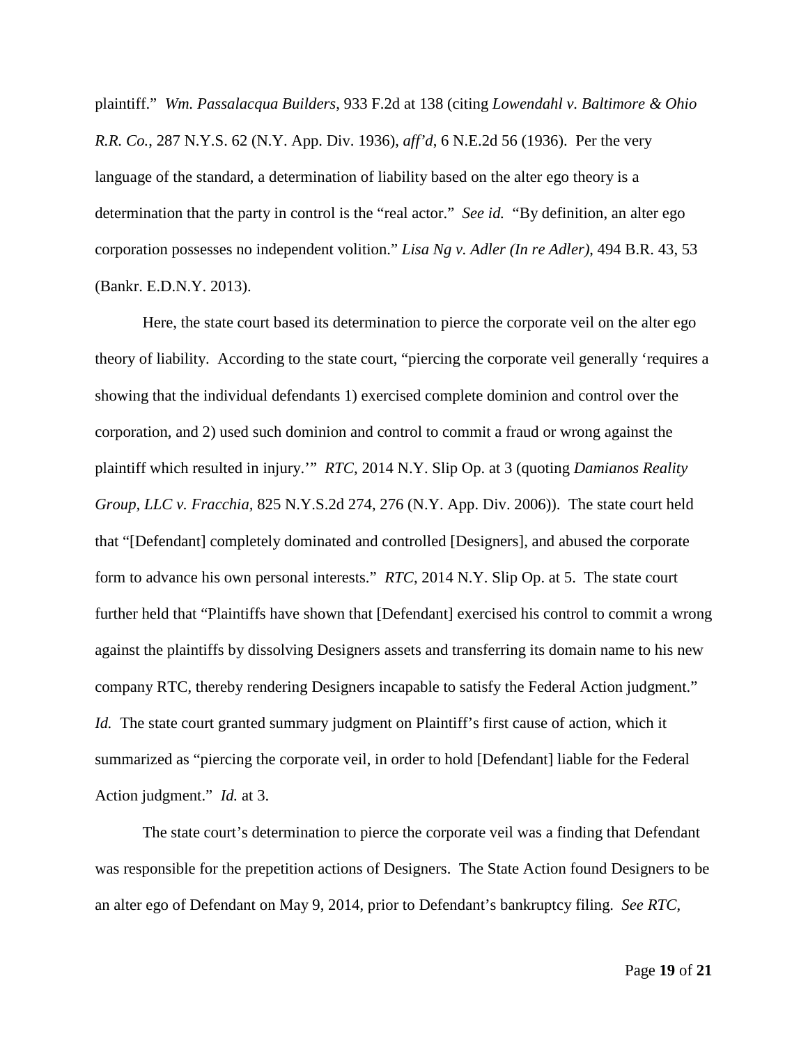plaintiff." *Wm. Passalacqua Builders*, 933 F.2d at 138 (citing *Lowendahl v. Baltimore & Ohio R.R. Co.*, 287 N.Y.S. 62 (N.Y. App. Div. 1936), *aff'd*, 6 N.E.2d 56 (1936). Per the very language of the standard, a determination of liability based on the alter ego theory is a determination that the party in control is the "real actor." *See id.* "By definition, an alter ego corporation possesses no independent volition." *Lisa Ng v. Adler (In re Adler)*, 494 B.R. 43, 53 (Bankr. E.D.N.Y. 2013).

Here, the state court based its determination to pierce the corporate veil on the alter ego theory of liability. According to the state court, "piercing the corporate veil generally 'requires a showing that the individual defendants 1) exercised complete dominion and control over the corporation, and 2) used such dominion and control to commit a fraud or wrong against the plaintiff which resulted in injury.'" *RTC*, 2014 N.Y. Slip Op. at 3 (quoting *Damianos Reality Group, LLC v. Fracchia*, 825 N.Y.S.2d 274, 276 (N.Y. App. Div. 2006)). The state court held that "[Defendant] completely dominated and controlled [Designers], and abused the corporate form to advance his own personal interests." *RTC*, 2014 N.Y. Slip Op. at 5. The state court further held that "Plaintiffs have shown that [Defendant] exercised his control to commit a wrong against the plaintiffs by dissolving Designers assets and transferring its domain name to his new company RTC, thereby rendering Designers incapable to satisfy the Federal Action judgment." *Id.* The state court granted summary judgment on Plaintiff's first cause of action, which it summarized as "piercing the corporate veil, in order to hold [Defendant] liable for the Federal Action judgment." *Id.* at 3.

The state court's determination to pierce the corporate veil was a finding that Defendant was responsible for the prepetition actions of Designers. The State Action found Designers to be an alter ego of Defendant on May 9, 2014, prior to Defendant's bankruptcy filing. *See RTC*,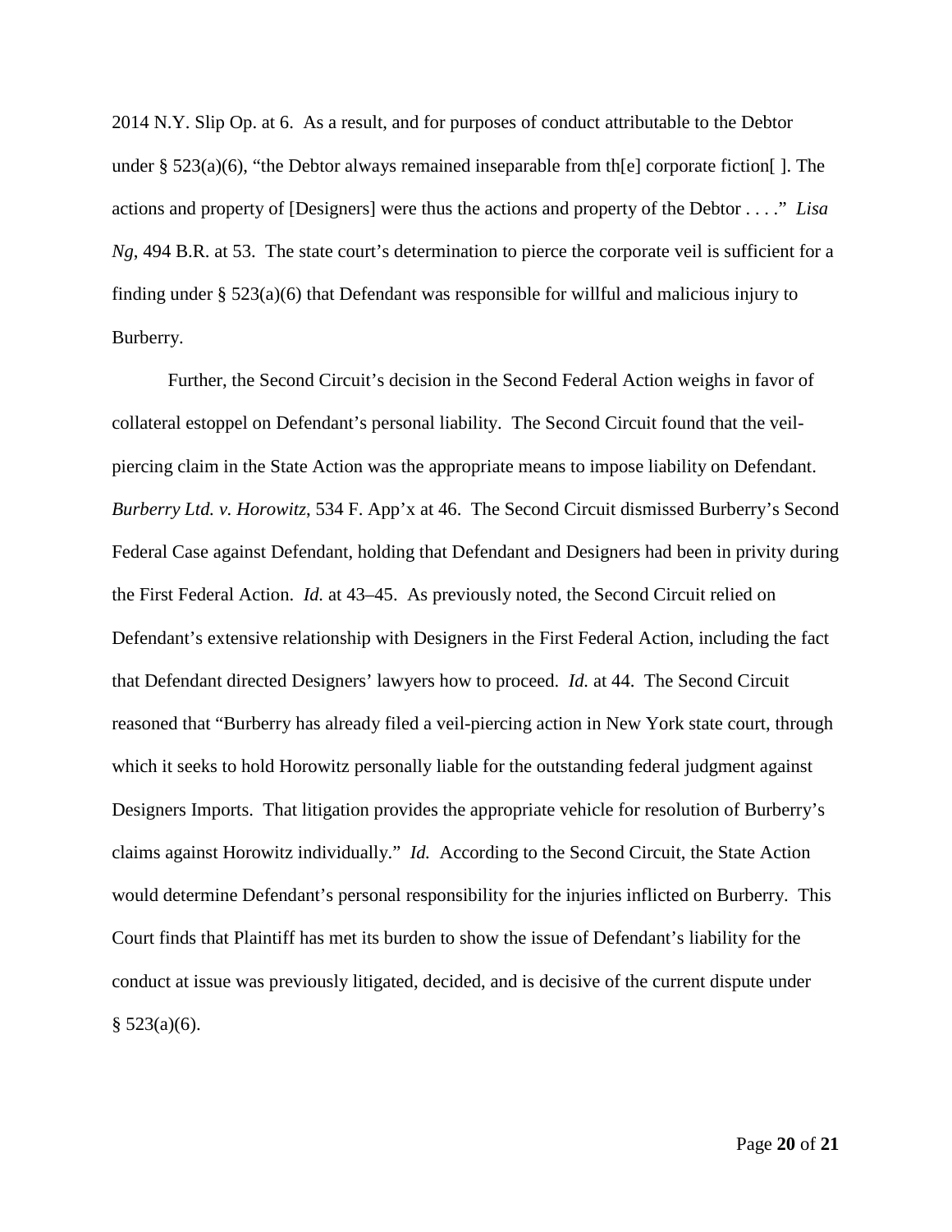2014 N.Y. Slip Op. at 6. As a result, and for purposes of conduct attributable to the Debtor under § 523(a)(6), "the Debtor always remained inseparable from th[e] corporate fiction[ ]. The actions and property of [Designers] were thus the actions and property of the Debtor . . . ." *Lisa Ng*, 494 B.R. at 53. The state court's determination to pierce the corporate veil is sufficient for a finding under § 523(a)(6) that Defendant was responsible for willful and malicious injury to Burberry.

Further, the Second Circuit's decision in the Second Federal Action weighs in favor of collateral estoppel on Defendant's personal liability. The Second Circuit found that the veil-piercing claim in the State Action was the appropriate means to impose liability on Defendant. *Burberry Ltd. v. Horowitz*, 534 F. App'x at 46. The Second Circuit dismissed Burberry's Second Federal Case against Defendant, holding that Defendant and Designers had been in privity during the First Federal Action. *Id.* at 43–45. As previously noted, the Second Circuit relied on Defendant's extensive relationship with Designers in the First Federal Action, including the fact that Defendant directed Designers' lawyers how to proceed. *Id.* at 44. The Second Circuit reasoned that "Burberry has already filed a veil-piercing action in New York state court, through which it seeks to hold Horowitz personally liable for the outstanding federal judgment against Designers Imports. That litigation provides the appropriate vehicle for resolution of Burberry's claims against Horowitz individually." *Id.* According to the Second Circuit, the State Action would determine Defendant's personal responsibility for the injuries inflicted on Burberry. This Court finds that Plaintiff has met its burden to show the issue of Defendant's liability for the conduct at issue was previously litigated, decided, and is decisive of the current dispute under § 523(a)(6).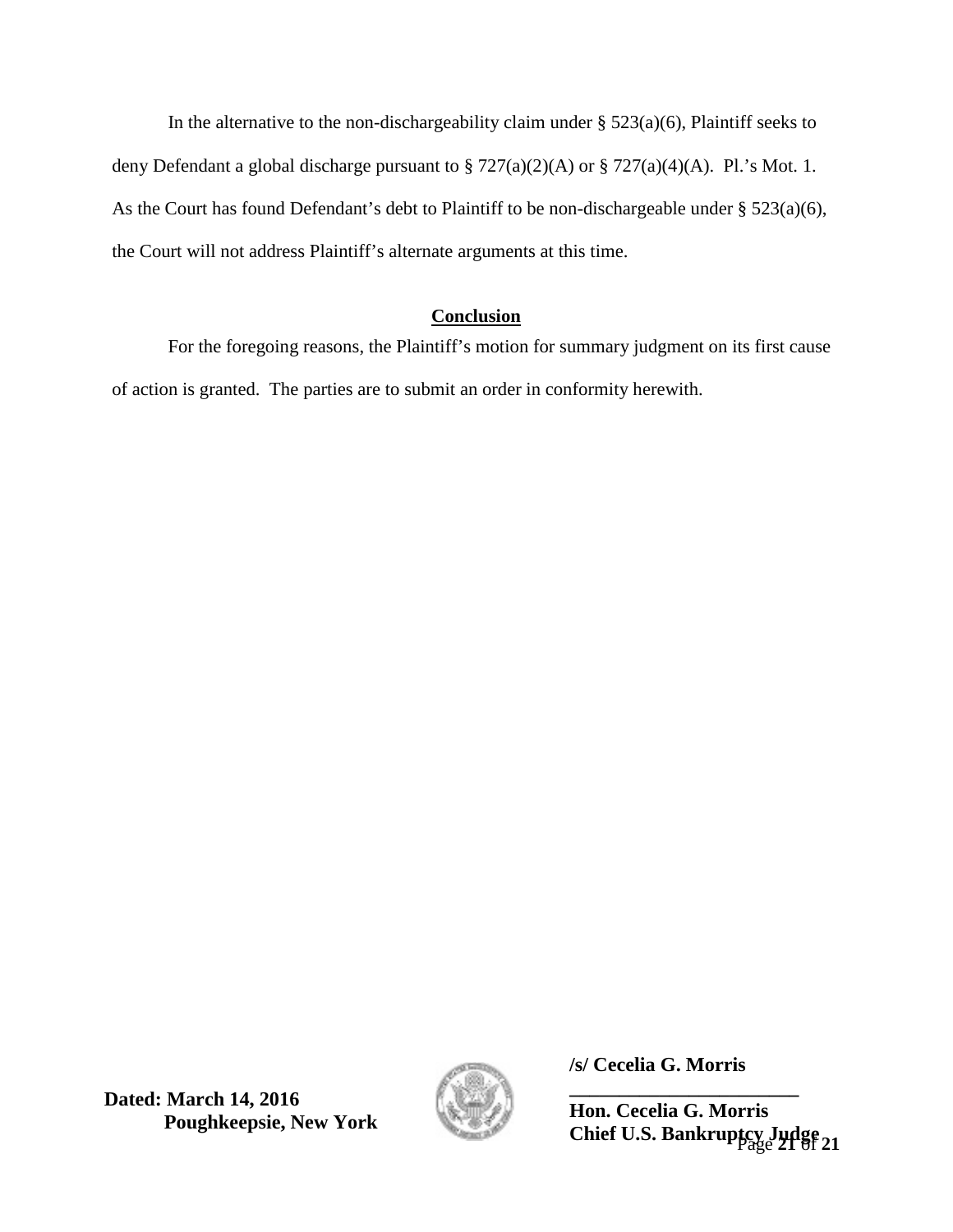In the alternative to the non-dischargeability claim under § 523(a)(6), Plaintiff seeks to deny Defendant a global discharge pursuant to § 727(a)(2)(A) or § 727(a)(4)(A). Pl.'s Mot. 1. As the Court has found Defendant's debt to Plaintiff to be non-dischargeable under § 523(a)(6), the Court will not address Plaintiff's alternate arguments at this time.

## Conclusion

For the foregoing reasons, the Plaintiff's motion for summary judgment on its first cause of action is granted. The parties are to submit an order in conformity herewith.

**Dated: March 14, 2016**
**Poughkeepsie, New York**

**/s/ Cecelia G. Morris**
**_______________________**
**Hon. Cecelia G. Morris**
**Chief U.S. Bankruptcy Judge**